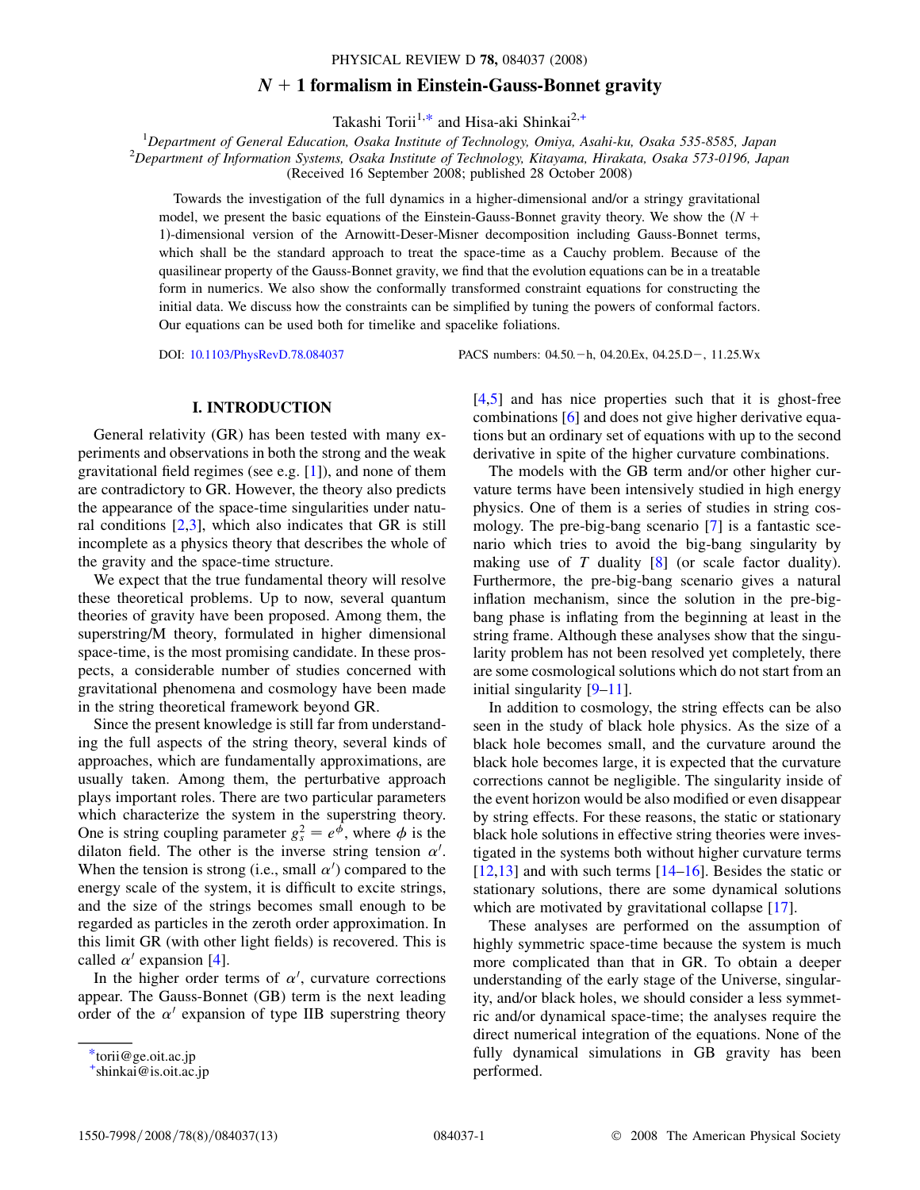# $N + 1$ formalism in Einstein-Gauss-Bonnet gravity

Takashi Torii[1,*] and Hisa-aki Shinkai[2,+]

[1]Department of General Education, Osaka Institute of Technology, Omiya, Asahi-ku, Osaka 535-8585, Japan
[2]Department of Information Systems, Osaka Institute of Technology, Kitayama, Hirakata, Osaka 573-0196, Japan
(Received 16 September 2008; published 28 October 2008)

Towards the investigation of the full dynamics in a higher-dimensional and/or a stringy gravitational model, we present the basic equations of the Einstein-Gauss-Bonnet gravity theory. We show the $(N + 1)$-dimensional version of the Arnowitt-Deser-Misner decomposition including Gauss-Bonnet terms, which shall be the standard approach to treat the space-time as a Cauchy problem. Because of the quasilinear property of the Gauss-Bonnet gravity, we find that the evolution equations can be in a treatable form in numerics. We also show the conformally transformed constraint equations for constructing the initial data. We discuss how the constraints can be simplified by tuning the powers of conformal factors. Our equations can be used both for timelike and spacelike foliations.

DOI: 10.1103/PhysRevD.78.084037 PACS numbers: 04.50.−h, 04.20.Ex, 04.25.D−, 11.25.Wx

## I. INTRODUCTION

General relativity (GR) has been tested with many experiments and observations in both the strong and the weak gravitational field regimes (see e.g. [1]), and none of them are contradictory to GR. However, the theory also predicts the appearance of the space-time singularities under natural conditions [2,3], which also indicates that GR is still incomplete as a physics theory that describes the whole of the gravity and the space-time structure.

We expect that the true fundamental theory will resolve these theoretical problems. Up to now, several quantum theories of gravity have been proposed. Among them, the superstring/M theory, formulated in higher dimensional space-time, is the most promising candidate. In these prospects, a considerable number of studies concerned with gravitational phenomena and cosmology have been made in the string theoretical framework beyond GR.

Since the present knowledge is still far from understanding the full aspects of the string theory, several kinds of approaches, which are fundamentally approximations, are usually taken. Among them, the perturbative approach plays important roles. There are two particular parameters which characterize the system in the superstring theory. One is string coupling parameter $g_s^2 = e^{\phi}$, where $\phi$ is the dilaton field. The other is the inverse string tension $\alpha'$. When the tension is strong (i.e., small $\alpha'$) compared to the energy scale of the system, it is difficult to excite strings, and the size of the strings becomes small enough to be regarded as particles in the zeroth order approximation. In this limit GR (with other light fields) is recovered. This is called $\alpha'$ expansion [4].

In the higher order terms of $\alpha'$, curvature corrections appear. The Gauss-Bonnet (GB) term is the next leading order of the $\alpha'$ expansion of type IIB superstring theory [4,5] and has nice properties such that it is ghost-free combinations [6] and does not give higher derivative equations but an ordinary set of equations with up to the second derivative in spite of the higher curvature combinations.

The models with the GB term and/or other higher curvature terms have been intensively studied in high energy physics. One of them is a series of studies in string cosmology. The pre-big-bang scenario [7] is a fantastic scenario which tries to avoid the big-bang singularity by making use of $T$ duality [8] (or scale factor duality). Furthermore, the pre-big-bang scenario gives a natural inflation mechanism, since the solution in the pre-big-bang phase is inflating from the beginning at least in the string frame. Although these analyses show that the singularity problem has not been resolved yet completely, there are some cosmological solutions which do not start from an initial singularity [9–11].

In addition to cosmology, the string effects can be also seen in the study of black hole physics. As the size of a black hole becomes small, and the curvature around the black hole becomes large, it is expected that the curvature corrections cannot be negligible. The singularity inside of the event horizon would be also modified or even disappear by string effects. For these reasons, the static or stationary black hole solutions in effective string theories were investigated in the systems both without higher curvature terms [12,13] and with such terms [14–16]. Besides the static or stationary solutions, there are some dynamical solutions which are motivated by gravitational collapse [17].

These analyses are performed on the assumption of highly symmetric space-time because the system is much more complicated than that in GR. To obtain a deeper understanding of the early stage of the Universe, singularity, and/or black holes, we should consider a less symmetric and/or dynamical space-time; the analyses require the direct numerical integration of the equations. None of the fully dynamical simulations in GB gravity has been performed.

---

*torii@ge.oit.ac.jp
+shinkai@is.oit.ac.jp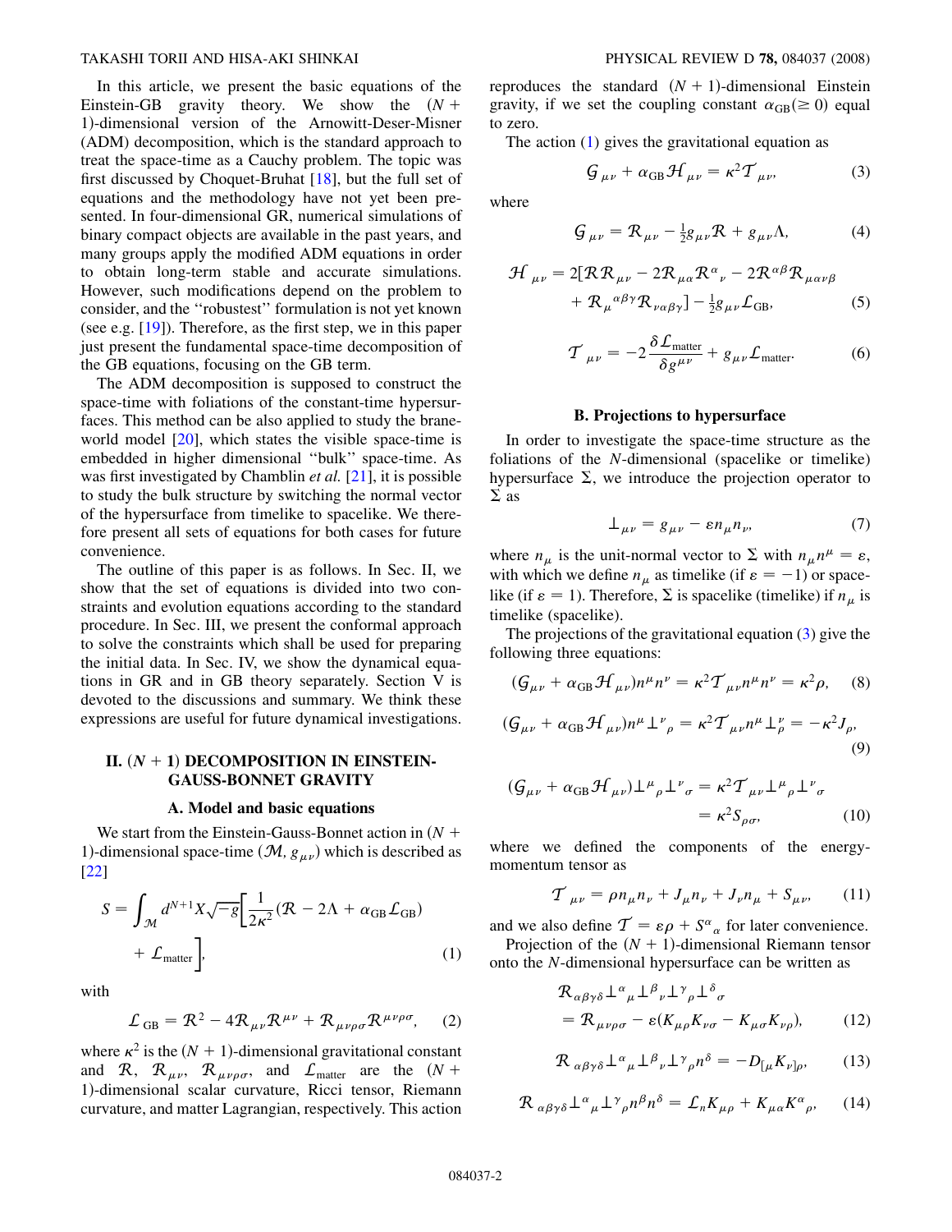In this article, we present the basic equations of the Einstein-GB gravity theory. We show the $(N+1)$-dimensional version of the Arnowitt-Deser-Misner (ADM) decomposition, which is the standard approach to treat the space-time as a Cauchy problem. The topic was first discussed by Choquet-Bruhat [18], but the full set of equations and the methodology have not yet been presented. In four-dimensional GR, numerical simulations of binary compact objects are available in the past years, and many groups apply the modified ADM equations in order to obtain long-term stable and accurate simulations. However, such modifications depend on the problem to consider, and the "robustest" formulation is not yet known (see e.g. [19]). Therefore, as the first step, we in this paper just present the fundamental space-time decomposition of the GB equations, focusing on the GB term.

The ADM decomposition is supposed to construct the space-time with foliations of the constant-time hypersurfaces. This method can be also applied to study the brane-world model [20], which states the visible space-time is embedded in higher dimensional "bulk" space-time. As was first investigated by Chamblin *et al.* [21], it is possible to study the bulk structure by switching the normal vector of the hypersurface from timelike to spacelike. We therefore present all sets of equations for both cases for future convenience.

The outline of this paper is as follows. In Sec. II, we show that the set of equations is divided into two constraints and evolution equations according to the standard procedure. In Sec. III, we present the conformal approach to solve the constraints which shall be used for preparing the initial data. In Sec. IV, we show the dynamical equations in GR and in GB theory separately. Section V is devoted to the discussions and summary. We think these expressions are useful for future dynamical investigations.

## II. $(N+1)$ DECOMPOSITION IN EINSTEIN-GAUSS-BONNET GRAVITY

### A. Model and basic equations

We start from the Einstein-Gauss-Bonnet action in $(N+1)$-dimensional space-time $(\mathcal{M}, g_{\mu\nu})$ which is described as [22]

$$S = \int_{\mathcal{M}} d^{N+1}X\sqrt{-g}\left[\frac{1}{2\kappa^2}(\mathcal{R} - 2\Lambda + \alpha_{\rm GB}\mathcal{L}_{\rm GB}) + \mathcal{L}_{\rm matter}\right], \tag{1}$$

with

$$\mathcal{L}_{\rm GB} = \mathcal{R}^2 - 4\mathcal{R}_{\mu\nu}\mathcal{R}^{\mu\nu} + \mathcal{R}_{\mu\nu\rho\sigma}\mathcal{R}^{\mu\nu\rho\sigma}, \tag{2}$$

where $\kappa^2$ is the $(N+1)$-dimensional gravitational constant and $\mathcal{R}$, $\mathcal{R}_{\mu\nu}$, $\mathcal{R}_{\mu\nu\rho\sigma}$, and $\mathcal{L}_{\rm matter}$ are the $(N+1)$-dimensional scalar curvature, Ricci tensor, Riemann curvature, and matter Lagrangian, respectively. This action reproduces the standard $(N+1)$-dimensional Einstein gravity, if we set the coupling constant $\alpha_{\rm GB}(\geq 0)$ equal to zero.

The action (1) gives the gravitational equation as

$$\mathcal{G}_{\mu\nu} + \alpha_{\rm GB}\mathcal{H}_{\mu\nu} = \kappa^2\mathcal{T}_{\mu\nu}, \tag{3}$$

where

$$\mathcal{G}_{\mu\nu} = \mathcal{R}_{\mu\nu} - \tfrac{1}{2}g_{\mu\nu}\mathcal{R} + g_{\mu\nu}\Lambda, \tag{4}$$

$$\mathcal{H}_{\mu\nu} = 2[\mathcal{R}\mathcal{R}_{\mu\nu} - 2\mathcal{R}_{\mu\alpha}\mathcal{R}^{\alpha}{}_{\nu} - 2\mathcal{R}^{\alpha\beta}\mathcal{R}_{\mu\alpha\nu\beta} + \mathcal{R}_{\mu}{}^{\alpha\beta\gamma}\mathcal{R}_{\nu\alpha\beta\gamma}] - \tfrac{1}{2}g_{\mu\nu}\mathcal{L}_{\rm GB}, \tag{5}$$

$$\mathcal{T}_{\mu\nu} = -2\frac{\delta\mathcal{L}_{\rm matter}}{\delta g^{\mu\nu}} + g_{\mu\nu}\mathcal{L}_{\rm matter}. \tag{6}$$

### B. Projections to hypersurface

In order to investigate the space-time structure as the foliations of the $N$-dimensional (spacelike or timelike) hypersurface $\Sigma$, we introduce the projection operator to $\Sigma$ as

$$\perp_{\mu\nu} = g_{\mu\nu} - \varepsilon n_\mu n_\nu, \tag{7}$$

where $n_\mu$ is the unit-normal vector to $\Sigma$ with $n_\mu n^\mu = \varepsilon$, with which we define $n_\mu$ as timelike (if $\varepsilon = -1$) or spacelike (if $\varepsilon = 1$). Therefore, $\Sigma$ is spacelike (timelike) if $n_\mu$ is timelike (spacelike).

The projections of the gravitational equation (3) give the following three equations:

$$(\mathcal{G}_{\mu\nu} + \alpha_{\rm GB}\mathcal{H}_{\mu\nu})n^\mu n^\nu = \kappa^2\mathcal{T}_{\mu\nu}n^\mu n^\nu = \kappa^2\rho, \tag{8}$$

$$(\mathcal{G}_{\mu\nu} + \alpha_{\rm GB}\mathcal{H}_{\mu\nu})n^\mu \perp^\nu{}_\rho = \kappa^2\mathcal{T}_{\mu\nu}n^\mu \perp^\nu_\rho = -\kappa^2 J_\rho, \tag{9}$$

$$(\mathcal{G}_{\mu\nu} + \alpha_{\rm GB}\mathcal{H}_{\mu\nu})\perp^\mu{}_\rho\perp^\nu{}_\sigma = \kappa^2\mathcal{T}_{\mu\nu}\perp^\mu{}_\rho\perp^\nu{}_\sigma = \kappa^2 S_{\rho\sigma}, \tag{10}$$

where we defined the components of the energy-momentum tensor as

$$\mathcal{T}_{\mu\nu} = \rho n_\mu n_\nu + J_\mu n_\nu + J_\nu n_\mu + S_{\mu\nu}, \tag{11}$$

and we also define $\mathcal{T} = \varepsilon\rho + S^\alpha{}_\alpha$ for later convenience.

Projection of the $(N+1)$-dimensional Riemann tensor onto the $N$-dimensional hypersurface can be written as

$$\mathcal{R}_{\alpha\beta\gamma\delta}\perp^\alpha{}_\mu\perp^\beta{}_\nu\perp^\gamma{}_\rho\perp^\delta{}_\sigma = R_{\mu\nu\rho\sigma} - \varepsilon(K_{\mu\rho}K_{\nu\sigma} - K_{\mu\sigma}K_{\nu\rho}), \tag{12}$$

$$\mathcal{R}_{\alpha\beta\gamma\delta}\perp^\alpha{}_\mu\perp^\beta{}_\nu\perp^\gamma{}_\rho n^\delta = -D_{[\mu}K_{\nu]\rho}, \tag{13}$$

$$\mathcal{R}_{\alpha\beta\gamma\delta}\perp^\alpha{}_\mu\perp^\gamma{}_\rho n^\beta n^\delta = \mathcal{L}_n K_{\mu\rho} + K_{\mu\alpha}K^\alpha{}_\rho, \tag{14}$$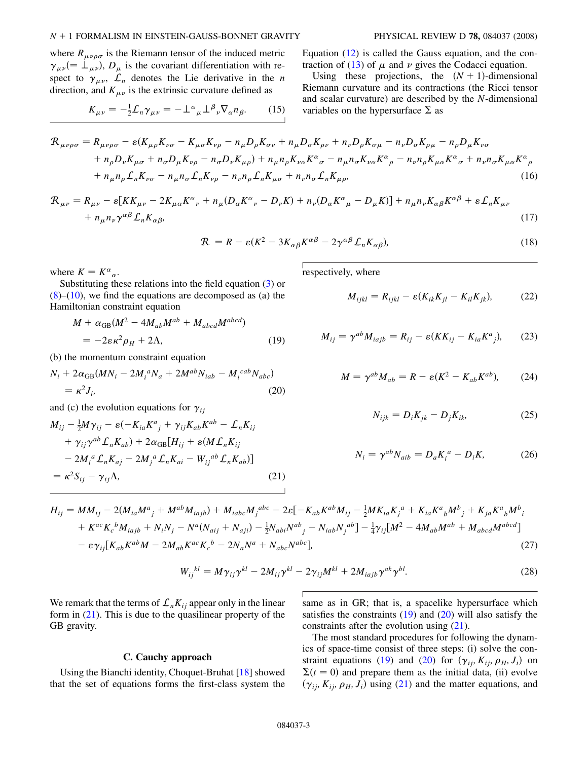where $R_{\mu\nu\rho\sigma}$ is the Riemann tensor of the induced metric $\gamma_{\mu\nu}(=\perp_{\mu\nu})$, $D_\mu$ is the covariant differentiation with respect to $\gamma_{\mu\nu}$, $\mathcal{L}_n$ denotes the Lie derivative in the $n$ direction, and $K_{\mu\nu}$ is the extrinsic curvature defined as

$$K_{\mu\nu} = -\tfrac{1}{2}\mathcal{L}_n \gamma_{\mu\nu} = -\perp^\alpha{}_\mu \perp^\beta{}_\nu \nabla_\alpha n_\beta. \tag{15}$$

Equation (12) is called the Gauss equation, and the contraction of (13) of $\mu$ and $\nu$ gives the Codacci equation.

Using these projections, the $(N+1)$-dimensional Riemann curvature and its contractions (the Ricci tensor and scalar curvature) are described by the $N$-dimensional variables on the hypersurface $\Sigma$ as

$$\begin{aligned}
\mathcal{R}_{\mu\nu\rho\sigma} = {}& R_{\mu\nu\rho\sigma} - \varepsilon(K_{\mu\rho}K_{\nu\sigma} - K_{\mu\sigma}K_{\nu\rho} - n_\mu D_\rho K_{\sigma\nu} + n_\mu D_\sigma K_{\rho\nu} + n_\nu D_\rho K_{\sigma\mu} - n_\nu D_\sigma K_{\rho\mu} - n_\rho D_\mu K_{\nu\sigma} \\
& + n_\rho D_\nu K_{\mu\sigma} + n_\sigma D_\mu K_{\nu\rho} - n_\sigma D_\nu K_{\mu\rho}) + n_\mu n_\rho K_{\nu\alpha}K^\alpha{}_\sigma - n_\mu n_\sigma K_{\nu\alpha}K^\alpha{}_\rho - n_\nu n_\rho K_{\mu\alpha}K^\alpha{}_\sigma + n_\nu n_\sigma K_{\mu\alpha}K^\alpha{}_\rho \\
& + n_\mu n_\rho \mathcal{L}_n K_{\nu\sigma} - n_\mu n_\sigma \mathcal{L}_n K_{\nu\rho} - n_\nu n_\rho \mathcal{L}_n K_{\mu\sigma} + n_\nu n_\sigma \mathcal{L}_n K_{\mu\rho},
\end{aligned} \tag{16}$$

$$\begin{aligned}
\mathcal{R}_{\mu\nu} = {}& R_{\mu\nu} - \varepsilon[KK_{\mu\nu} - 2K_{\mu\alpha}K^\alpha{}_\nu + n_\mu(D_\alpha K^\alpha{}_\nu - D_\nu K) + n_\nu(D_\alpha K^\alpha{}_\mu - D_\mu K)] + n_\mu n_\nu K_{\alpha\beta}K^{\alpha\beta} + \varepsilon\mathcal{L}_n K_{\mu\nu} \\
& + n_\mu n_\nu \gamma^{\alpha\beta}\mathcal{L}_n K_{\alpha\beta},
\end{aligned} \tag{17}$$

$$\mathcal{R} = R - \varepsilon(K^2 - 3K_{\alpha\beta}K^{\alpha\beta} - 2\gamma^{\alpha\beta}\mathcal{L}_n K_{\alpha\beta}), \tag{18}$$

respectively, where $K = K^\alpha{}_\alpha$.

Substituting these relations into the field equation (3) or (8)–(10), we find the equations are decomposed as (a) the Hamiltonian constraint equation

$$M + \alpha_{\rm GB}(M^2 - 4M_{ab}M^{ab} + M_{abcd}M^{abcd}) = -2\varepsilon\kappa^2\rho_H + 2\Lambda, \tag{19}$$

(b) the momentum constraint equation

$$N_i + 2\alpha_{\rm GB}(MN_i - 2M_i{}^aN_a + 2M^{ab}N_{iab} - M_i{}^{cab}N_{abc}) = \kappa^2 J_i, \tag{20}$$

and (c) the evolution equations for $\gamma_{ij}$

$$\begin{aligned}
& M_{ij} - \tfrac{1}{2}M\gamma_{ij} - \varepsilon(-K_{ia}K^a{}_j + \gamma_{ij}K_{ab}K^{ab} - \mathcal{L}_n K_{ij} \\
& + \gamma_{ij}\gamma^{ab}\mathcal{L}_n K_{ab}) + 2\alpha_{\rm GB}[H_{ij} + \varepsilon(M\mathcal{L}_n K_{ij} \\
& - 2M_i{}^a\mathcal{L}_n K_{aj} - 2M_j{}^a\mathcal{L}_n K_{ai} - W_{ij}{}^{ab}\mathcal{L}_n K_{ab})] \\
& = \kappa^2 S_{ij} - \gamma_{ij}\Lambda,
\end{aligned} \tag{21}$$

where

$$M_{ijkl} = R_{ijkl} - \varepsilon(K_{ik}K_{jl} - K_{il}K_{jk}), \tag{22}$$

$$M_{ij} = \gamma^{ab}M_{iajb} = R_{ij} - \varepsilon(KK_{ij} - K_{ia}K^a{}_j), \tag{23}$$

$$M = \gamma^{ab}M_{ab} = R - \varepsilon(K^2 - K_{ab}K^{ab}), \tag{24}$$

$$N_{ijk} = D_iK_{jk} - D_jK_{ik}, \tag{25}$$

$$N_i = \gamma^{ab}N_{aib} = D_aK_i{}^a - D_iK, \tag{26}$$

$$\begin{aligned}
H_{ij} = {}& MM_{ij} - 2(M_{ia}M^a{}_j + M^{ab}M_{iajb}) + M_{iabc}M_j{}^{abc} - 2\varepsilon[-K_{ab}K^{ab}M_{ij} - \tfrac{1}{2}MK_{ia}K_j{}^a + K_{ia}K^a{}_bM^b{}_j + K_{ja}K^a{}_bM^b{}_i \\
& + K^{ac}K_c{}^bM_{iajb} + N_iN_j - N^a(N_{aij} + N_{aji}) - \tfrac{1}{2}N_{abi}N^{ab}{}_j - N_{iab}N_j{}^{ab}] - \tfrac{1}{4}\gamma_{ij}[M^2 - 4M_{ab}M^{ab} + M_{abcd}M^{abcd}] \\
& - \varepsilon\gamma_{ij}[K_{ab}K^{ab}M - 2M_{ab}K^{ac}K_c{}^b - 2N_aN^a + N_{abc}N^{abc}],
\end{aligned} \tag{27}$$

$$W_{ij}{}^{kl} = M\gamma_{ij}\gamma^{kl} - 2M_{ij}\gamma^{kl} - 2\gamma_{ij}M^{kl} + 2M_{iajb}\gamma^{ak}\gamma^{bl}. \tag{28}$$

We remark that the terms of $\mathcal{L}_n K_{ij}$ appear only in the linear form in (21). This is due to the quasilinear property of the GB gravity.

### C. Cauchy approach

Using the Bianchi identity, Choquet-Bruhat [18] showed that the set of equations forms the first-class system the same as in GR; that is, a spacelike hypersurface which satisfies the constraints (19) and (20) will also satisfy the constraints after the evolution using (21).

The most standard procedures for following the dynamics of space-time consist of three steps: (i) solve the constraint equations (19) and (20) for $(\gamma_{ij}, K_{ij}, \rho_H, J_i)$ on $\Sigma(t=0)$ and prepare them as the initial data, (ii) evolve $(\gamma_{ij}, K_{ij}, \rho_H, J_i)$ using (21) and the matter equations, and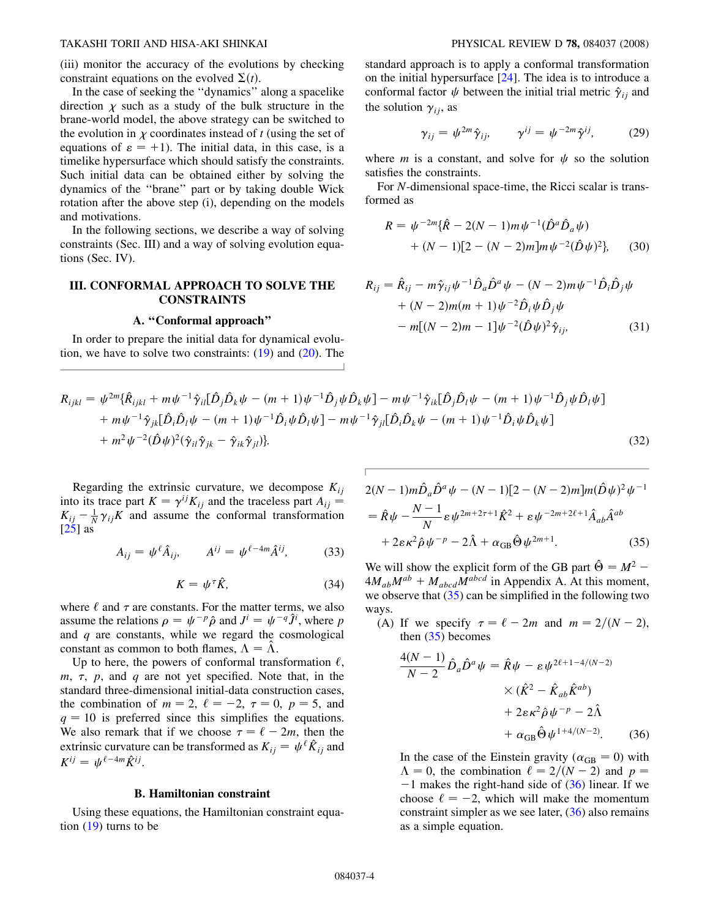(iii) monitor the accuracy of the evolutions by checking constraint equations on the evolved $\Sigma(t)$.

In the case of seeking the "dynamics" along a spacelike direction $\chi$ such as a study of the bulk structure in the brane-world model, the above strategy can be switched to the evolution in $\chi$ coordinates instead of $t$ (using the set of equations of $\varepsilon = +1$). The initial data, in this case, is a timelike hypersurface which should satisfy the constraints. Such initial data can be obtained either by solving the dynamics of the "brane" part or by taking double Wick rotation after the above step (i), depending on the models and motivations.

In the following sections, we describe a way of solving constraints (Sec. III) and a way of solving evolution equations (Sec. IV).

## III. CONFORMAL APPROACH TO SOLVE THE CONSTRAINTS

### A. "Conformal approach"

In order to prepare the initial data for dynamical evolution, we have to solve two constraints: (19) and (20). The standard approach is to apply a conformal transformation on the initial hypersurface [24]. The idea is to introduce a conformal factor $\psi$ between the initial trial metric $\hat{\gamma}_{ij}$ and the solution $\gamma_{ij}$, as

$$\gamma_{ij} = \psi^{2m}\hat{\gamma}_{ij}, \qquad \gamma^{ij} = \psi^{-2m}\hat{\gamma}^{ij}, \tag{29}$$

where $m$ is a constant, and solve for $\psi$ so the solution satisfies the constraints.

For $N$-dimensional space-time, the Ricci scalar is transformed as

$$R = \psi^{-2m}\{\hat{R} - 2(N-1)m\psi^{-1}(\hat{D}^a\hat{D}_a\psi) + (N-1)[2-(N-2)m]m\psi^{-2}(\hat{D}\psi)^2\}, \tag{30}$$

$$R_{ij} = \hat{R}_{ij} - m\hat{\gamma}_{ij}\psi^{-1}\hat{D}_a\hat{D}^a\psi - (N-2)m\psi^{-1}\hat{D}_i\hat{D}_j\psi + (N-2)m(m+1)\psi^{-2}\hat{D}_i\psi\hat{D}_j\psi - m[(N-2)m-1]\psi^{-2}(\hat{D}\psi)^2\hat{\gamma}_{ij}, \tag{31}$$

$$\begin{aligned}R_{ijkl} = \psi^{2m}\{&\hat{R}_{ijkl} + m\psi^{-1}\hat{\gamma}_{il}[\hat{D}_j\hat{D}_k\psi - (m+1)\psi^{-1}\hat{D}_j\psi\hat{D}_k\psi] - m\psi^{-1}\hat{\gamma}_{ik}[\hat{D}_j\hat{D}_l\psi - (m+1)\psi^{-1}\hat{D}_j\psi\hat{D}_l\psi]\\ &+ m\psi^{-1}\hat{\gamma}_{jk}[\hat{D}_i\hat{D}_l\psi - (m+1)\psi^{-1}\hat{D}_i\psi\hat{D}_l\psi] - m\psi^{-1}\hat{\gamma}_{jl}[\hat{D}_i\hat{D}_k\psi - (m+1)\psi^{-1}\hat{D}_i\psi\hat{D}_k\psi]\\ &+ m^2\psi^{-2}(\hat{D}\psi)^2(\hat{\gamma}_{il}\hat{\gamma}_{jk} - \hat{\gamma}_{ik}\hat{\gamma}_{jl})\}.\end{aligned} \tag{32}$$

Regarding the extrinsic curvature, we decompose $K_{ij}$ into its trace part $K = \gamma^{ij}K_{ij}$ and the traceless part $A_{ij} = K_{ij} - \frac{1}{N}\gamma_{ij}K$ and assume the conformal transformation [25] as

$$A_{ij} = \psi^{\ell}\hat{A}_{ij}, \qquad A^{ij} = \psi^{\ell-4m}\hat{A}^{ij}, \tag{33}$$

$$K = \psi^{\tau}\hat{K}, \tag{34}$$

where $\ell$ and $\tau$ are constants. For the matter terms, we also assume the relations $\rho = \psi^{-p}\hat{\rho}$ and $J^i = \psi^{-q}\hat{J}^i$, where $p$ and $q$ are constants, while we regard the cosmological constant as common to both flames, $\Lambda = \hat{\Lambda}$.

Up to here, the powers of conformal transformation $\ell$, $m$, $\tau$, $p$, and $q$ are not yet specified. Note that, in the standard three-dimensional initial-data construction cases, the combination of $m = 2$, $\ell = -2$, $\tau = 0$, $p = 5$, and $q = 10$ is preferred since this simplifies the equations. We also remark that if we choose $\tau = \ell - 2m$, then the extrinsic curvature can be transformed as $K_{ij} = \psi^{\ell}\hat{K}_{ij}$ and $K^{ij} = \psi^{\ell-4m}\hat{K}^{ij}$.

### B. Hamiltonian constraint

Using these equations, the Hamiltonian constraint equation (19) turns to be

$$\begin{aligned}&2(N-1)m\hat{D}_a\hat{D}^a\psi - (N-1)[2-(N-2)m]m(\hat{D}\psi)^2\psi^{-1}\\ &= \hat{R}\psi - \frac{N-1}{N}\varepsilon\psi^{2m+2\tau+1}\hat{K}^2 + \varepsilon\psi^{-2m+2\ell+1}\hat{A}_{ab}\hat{A}^{ab}\\ &\quad + 2\varepsilon\kappa^2\hat{\rho}\psi^{-p} - 2\hat{\Lambda} + \alpha_{\rm GB}\hat{\Theta}\psi^{2m+1}.\end{aligned} \tag{35}$$

We will show the explicit form of the GB part $\hat{\Theta} = M^2 - 4M_{ab}M^{ab} + M_{abcd}M^{abcd}$ in Appendix A. At this moment, we observe that (35) can be simplified in the following two ways.

(A) If we specify $\tau = \ell - 2m$ and $m = 2/(N-2)$, then (35) becomes

$$\begin{aligned}\frac{4(N-1)}{N-2}\hat{D}_a\hat{D}^a\psi = &\hat{R}\psi - \varepsilon\psi^{2\ell+1-4/(N-2)}\\ &\times(\hat{K}^2 - \hat{K}_{ab}\hat{K}^{ab})\\ &+ 2\varepsilon\kappa^2\hat{\rho}\psi^{-p} - 2\hat{\Lambda}\\ &+ \alpha_{\rm GB}\hat{\Theta}\psi^{1+4/(N-2)}.\end{aligned} \tag{36}$$

In the case of the Einstein gravity ($\alpha_{\rm GB} = 0$) with $\Lambda = 0$, the combination $\ell = 2/(N-2)$ and $p = -1$ makes the right-hand side of (36) linear. If we choose $\ell = -2$, which will make the momentum constraint simpler as we see later, (36) also remains as a simple equation.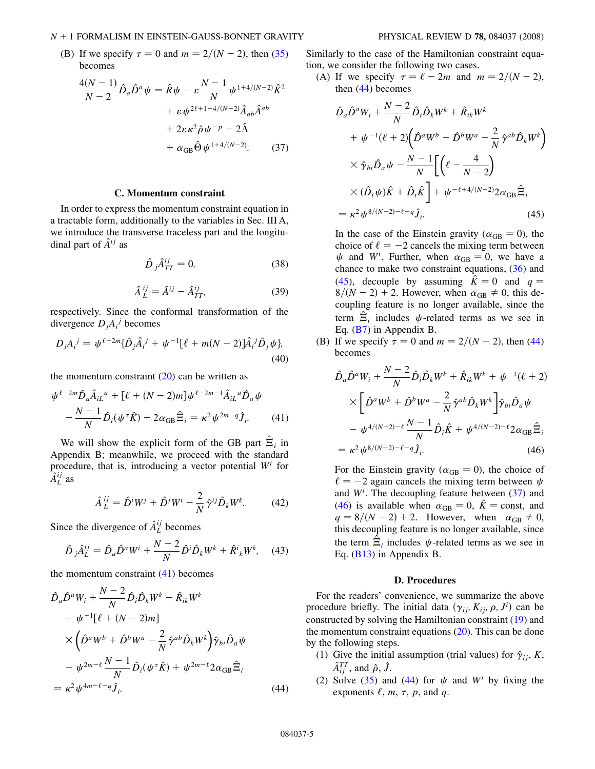(B) If we specify $\tau = 0$ and $m = 2/(N-2)$, then (35) becomes

$$\frac{4(N-1)}{N-2}\hat{D}_a\hat{D}^a\psi = \hat{R}\psi - \varepsilon\frac{N-1}{N}\psi^{1+4/(N-2)}\hat{K}^2 + \varepsilon\psi^{2\ell+1-4/(N-2)}\hat{A}_{ab}\hat{A}^{ab} + 2\varepsilon\kappa^2\hat{\rho}\psi^{-p} - 2\hat{\Lambda} + \alpha_{\rm GB}\hat{\Theta}\psi^{1+4/(N-2)}. \quad (37)$$

### C. Momentum constraint

In order to express the momentum constraint equation in a tractable form, additionally to the variables in Sec. III A, we introduce the transverse traceless part and the longitudinal part of $\hat{A}^{ij}$ as

$$\hat{D}_j\hat{A}^{ij}_{TT} = 0, \quad (38)$$

$$\hat{A}^{ij}_L = \hat{A}^{ij} - \hat{A}^{ij}_{TT}, \quad (39)$$

respectively. Since the conformal transformation of the divergence $D_jA_i{}^j$ becomes

$$D_jA_i{}^j = \psi^{\ell-2m}\{\hat{D}_j\hat{A}_i{}^j + \psi^{-1}[\ell + m(N-2)]\hat{A}_i{}^j\hat{D}_j\psi\}, \quad (40)$$

the momentum constraint (20) can be written as

$$\psi^{\ell-2m}\hat{D}_a\hat{A}_{iL}{}^a + [\ell + (N-2)m]\psi^{\ell-2m-1}\hat{A}_{iL}{}^a\hat{D}_a\psi - \frac{N-1}{N}\hat{D}_i(\psi^\tau\hat{K}) + 2\alpha_{\rm GB}\hat{\Xi}_i = \kappa^2\psi^{2m-q}\hat{J}_i. \quad (41)$$

We will show the explicit form of the GB part $\hat{\Xi}_i$ in Appendix B; meanwhile, we proceed with the standard procedure, that is, introducing a vector potential $W^i$ for $\hat{A}^{ij}_L$ as

$$\hat{A}^{ij}_L = \hat{D}^iW^j + \hat{D}^jW^i - \frac{2}{N}\hat{\gamma}^{ij}\hat{D}_kW^k. \quad (42)$$

Since the divergence of $\hat{A}^{ij}_L$ becomes

$$\hat{D}_j\hat{A}^{ij}_L = \hat{D}_a\hat{D}^aW^i + \frac{N-2}{N}\hat{D}^i\hat{D}_kW^k + \hat{R}^i{}_kW^k, \quad (43)$$

the momentum constraint (41) becomes

$$\hat{D}_a\hat{D}^aW_i + \frac{N-2}{N}\hat{D}_i\hat{D}_kW^k + \hat{R}_{ik}W^k + \psi^{-1}[\ell + (N-2)m]\left(\hat{D}^aW^b + \hat{D}^bW^a - \frac{2}{N}\hat{\gamma}^{ab}\hat{D}_kW^k\right)\hat{\gamma}_{bi}\hat{D}_a\psi - \psi^{2m-\ell}\frac{N-1}{N}\hat{D}_i(\psi^\tau\hat{K}) + \psi^{2m-\ell}2\alpha_{\rm GB}\hat{\Xi}_i = \kappa^2\psi^{4m-\ell-q}\hat{J}_i. \quad (44)$$

Similarly to the case of the Hamiltonian constraint equation, we consider the following two cases.

(A) If we specify $\tau = \ell - 2m$ and $m = 2/(N-2)$, then (44) becomes

$$\hat{D}_a\hat{D}^aW_i + \frac{N-2}{N}\hat{D}_i\hat{D}_kW^k + \hat{R}_{ik}W^k + \psi^{-1}(\ell+2)\left(\hat{D}^aW^b + \hat{D}^bW^a - \frac{2}{N}\hat{\gamma}^{ab}\hat{D}_kW^k\right)\times\hat{\gamma}_{bi}\hat{D}_a\psi - \frac{N-1}{N}\left[\left(\ell - \frac{4}{N-2}\right)\times(\hat{D}_i\psi)\hat{K} + \hat{D}_i\hat{K}\right] + \psi^{-\ell+4/(N-2)}2\alpha_{\rm GB}\hat{\Xi}_i = \kappa^2\psi^{8/(N-2)-\ell-q}\hat{J}_i. \quad (45)$$

In the case of the Einstein gravity ($\alpha_{\rm GB} = 0$), the choice of $\ell = -2$ cancels the mixing term between $\psi$ and $W^i$. Further, when $\alpha_{\rm GB} = 0$, we have a chance to make two constraint equations, (36) and (45), decouple by assuming $\hat{K} = 0$ and $q = 8/(N-2) + 2$. However, when $\alpha_{\rm GB} \neq 0$, this decoupling feature is no longer available, since the term $\hat{\Xi}_i$ includes $\psi$-related terms as we see in Eq. (B7) in Appendix B.

(B) If we specify $\tau = 0$ and $m = 2/(N-2)$, then (44) becomes

$$\hat{D}_a\hat{D}^aW_i + \frac{N-2}{N}\hat{D}_i\hat{D}_kW^k + \hat{R}_{ik}W^k + \psi^{-1}(\ell+2)\times\left[\hat{D}^aW^b + \hat{D}^bW^a - \frac{2}{N}\hat{\gamma}^{ab}\hat{D}_kW^k\right]\hat{\gamma}_{bi}\hat{D}_a\psi - \psi^{4/(N-2)-\ell}\frac{N-1}{N}\hat{D}_i\hat{K} + \psi^{4/(N-2)-\ell}2\alpha_{\rm GB}\hat{\Xi}_i = \kappa^2\psi^{8/(N-2)-\ell-q}\hat{J}_i. \quad (46)$$

For the Einstein gravity ($\alpha_{\rm GB} = 0$), the choice of $\ell = -2$ again cancels the mixing term between $\psi$ and $W^i$. The decoupling feature between (37) and (46) is available when $\alpha_{\rm GB} = 0$, $\hat{K} = $ const, and $q = 8/(N-2) + 2$. However, when $\alpha_{\rm GB} \neq 0$, this decoupling feature is no longer available, since the term $\hat{\Xi}_i$ includes $\psi$-related terms as we see in Eq. (B13) in Appendix B.

### D. Procedures

For the readers' convenience, we summarize the above procedure briefly. The initial data $(\gamma_{ij}, K_{ij}, \rho, J^i)$ can be constructed by solving the Hamiltonian constraint (19) and the momentum constraint equations (20). This can be done by the following steps.

(1) Give the initial assumption (trial values) for $\hat{\gamma}_{ij}$, $K$, $\hat{A}^{TT}_{ij}$, and $\hat{\rho}$, $\hat{J}$.

(2) Solve (35) and (44) for $\psi$ and $W^i$ by fixing the exponents $\ell$, $m$, $\tau$, $p$, and $q$.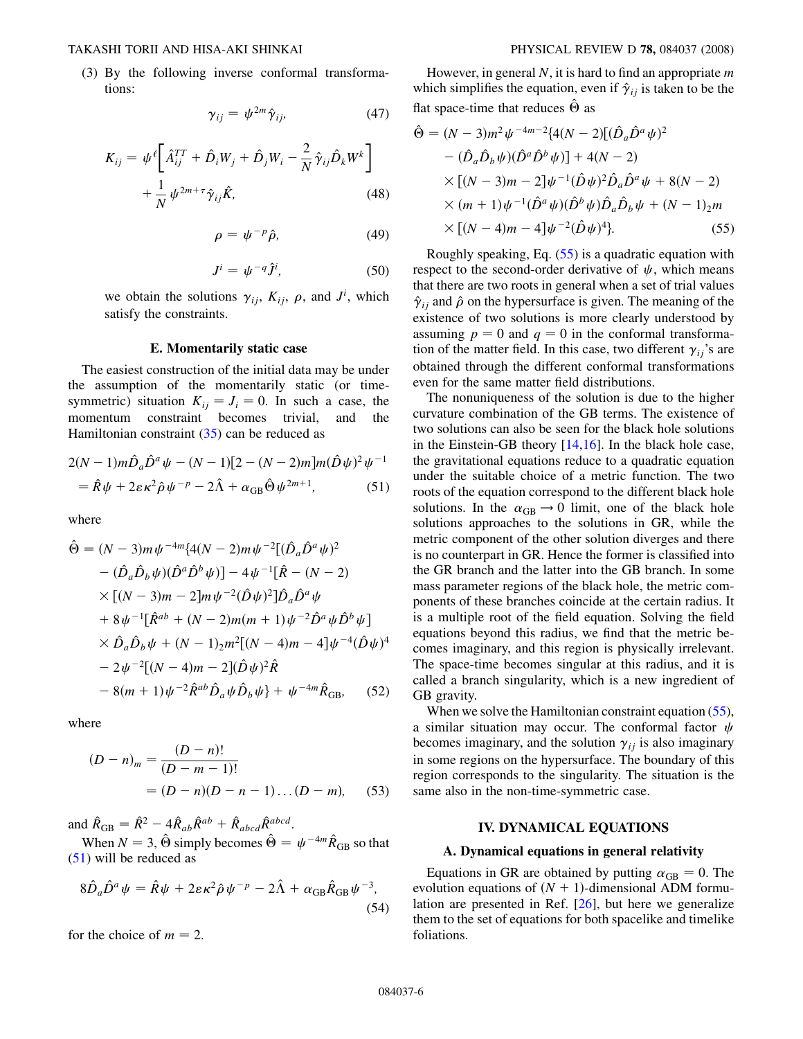(3) By the following inverse conformal transformations:

$$\gamma_{ij} = \psi^{2m}\hat{\gamma}_{ij}, \tag{47}$$

$$K_{ij} = \psi^{\ell}\left[\hat{A}^{TT}_{ij} + \hat{D}_i W_j + \hat{D}_j W_i - \frac{2}{N}\hat{\gamma}_{ij}\hat{D}_k W^k\right] + \frac{1}{N}\psi^{2m+\tau}\hat{\gamma}_{ij}\hat{K}, \tag{48}$$

$$\rho = \psi^{-p}\hat{\rho}, \tag{49}$$

$$J^i = \psi^{-q}\hat{J}^i, \tag{50}$$

we obtain the solutions $\gamma_{ij}$, $K_{ij}$, $\rho$, and $J^i$, which satisfy the constraints.

### E. Momentarily static case

The easiest construction of the initial data may be under the assumption of the momentarily static (or time-symmetric) situation $K_{ij} = J_i = 0$. In such a case, the momentum constraint becomes trivial, and the Hamiltonian constraint (35) can be reduced as

$$2(N-1)m\hat{D}_a\hat{D}^a\psi - (N-1)[2-(N-2)m]m(\hat{D}\psi)^2\psi^{-1} = \hat{R}\psi + 2\varepsilon\kappa^2\hat{\rho}\psi^{-p} - 2\hat{\Lambda} + \alpha_{\rm GB}\hat{\Theta}\psi^{2m+1}, \tag{51}$$

where

$$\begin{aligned}
\hat{\Theta} = {} & (N-3)m\psi^{-4m}\{4(N-2)m\psi^{-2}[(\hat{D}_a\hat{D}^a\psi)^2 \\
& - (\hat{D}_a\hat{D}_b\psi)(\hat{D}^a\hat{D}^b\psi)] - 4\psi^{-1}[\hat{R} - (N-2) \\
& \times [(N-3)m-2]m\psi^{-2}(\hat{D}\psi)^2]\hat{D}_a\hat{D}^a\psi \\
& + 8\psi^{-1}[\hat{R}^{ab} + (N-2)m(m+1)\psi^{-2}\hat{D}^a\psi\hat{D}^b\psi] \\
& \times \hat{D}_a\hat{D}_b\psi + (N-1)_2 m^2[(N-4)m-4]\psi^{-4}(\hat{D}\psi)^4 \\
& - 2\psi^{-2}[(N-4)m-2](\hat{D}\psi)^2\hat{R} \\
& - 8(m+1)\psi^{-2}\hat{R}^{ab}\hat{D}_a\psi\hat{D}_b\psi\} + \psi^{-4m}\hat{R}_{\rm GB},
\end{aligned} \tag{52}$$

where

$$(D-n)_m = \frac{(D-n)!}{(D-m-1)!} = (D-n)(D-n-1)\ldots(D-m), \tag{53}$$

and $\hat{R}_{\rm GB} = \hat{R}^2 - 4\hat{R}_{ab}\hat{R}^{ab} + \hat{R}_{abcd}\hat{R}^{abcd}$.

When $N=3$, $\hat{\Theta}$ simply becomes $\hat{\Theta} = \psi^{-4m}\hat{R}_{\rm GB}$ so that (51) will be reduced as

$$8\hat{D}_a\hat{D}^a\psi = \hat{R}\psi + 2\varepsilon\kappa^2\hat{\rho}\psi^{-p} - 2\hat{\Lambda} + \alpha_{\rm GB}\hat{R}_{\rm GB}\psi^{-3}, \tag{54}$$

for the choice of $m=2$.

However, in general $N$, it is hard to find an appropriate $m$ which simplifies the equation, even if $\hat{\gamma}_{ij}$ is taken to be the flat space-time that reduces $\hat{\Theta}$ as

$$\begin{aligned}
\hat{\Theta} = {} & (N-3)m^2\psi^{-4m-2}\{4(N-2)[(\hat{D}_a\hat{D}^a\psi)^2 \\
& - (\hat{D}_a\hat{D}_b\psi)(\hat{D}^a\hat{D}^b\psi)] + 4(N-2) \\
& \times [(N-3)m-2]\psi^{-1}(\hat{D}\psi)^2\hat{D}_a\hat{D}^a\psi + 8(N-2) \\
& \times (m+1)\psi^{-1}(\hat{D}^a\psi)(\hat{D}^b\psi)\hat{D}_a\hat{D}_b\psi + (N-1)_2 m \\
& \times [(N-4)m-4]\psi^{-2}(\hat{D}\psi)^4\}.
\end{aligned} \tag{55}$$

Roughly speaking, Eq. (55) is a quadratic equation with respect to the second-order derivative of $\psi$, which means that there are two roots in general when a set of trial values $\hat{\gamma}_{ij}$ and $\hat{\rho}$ on the hypersurface is given. The meaning of the existence of two solutions is more clearly understood by assuming $p=0$ and $q=0$ in the conformal transformation of the matter field. In this case, two different $\gamma_{ij}$'s are obtained through the different conformal transformations even for the same matter field distributions.

The nonuniqueness of the solution is due to the higher curvature combination of the GB terms. The existence of two solutions can also be seen for the black hole solutions in the Einstein-GB theory [14,16]. In the black hole case, the gravitational equations reduce to a quadratic equation under the suitable choice of a metric function. The two roots of the equation correspond to the different black hole solutions. In the $\alpha_{\rm GB} \to 0$ limit, one of the black hole solutions approaches to the solutions in GR, while the metric component of the other solution diverges and there is no counterpart in GR. Hence the former is classified into the GR branch and the latter into the GB branch. In some mass parameter regions of the black hole, the metric components of these branches coincide at the certain radius. It is a multiple root of the field equation. Solving the field equations beyond this radius, we find that the metric becomes imaginary, and this region is physically irrelevant. The space-time becomes singular at this radius, and it is called a branch singularity, which is a new ingredient of GB gravity.

When we solve the Hamiltonian constraint equation (55), a similar situation may occur. The conformal factor $\psi$ becomes imaginary, and the solution $\gamma_{ij}$ is also imaginary in some regions on the hypersurface. The boundary of this region corresponds to the singularity. The situation is the same also in the non-time-symmetric case.

## IV. DYNAMICAL EQUATIONS

### A. Dynamical equations in general relativity

Equations in GR are obtained by putting $\alpha_{\rm GB} = 0$. The evolution equations of $(N+1)$-dimensional ADM formulation are presented in Ref. [26], but here we generalize them to the set of equations for both spacelike and timelike foliations.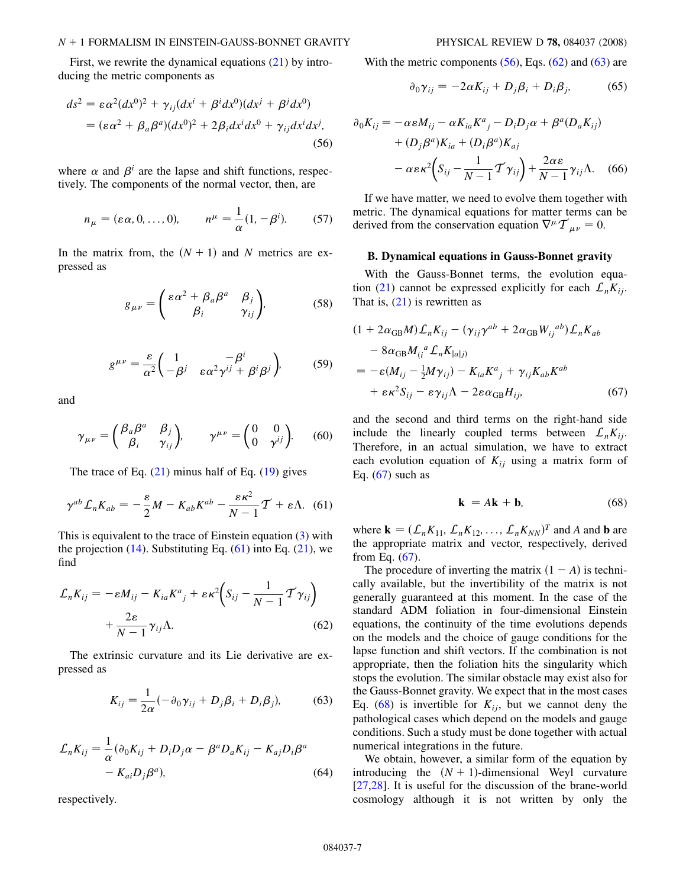First, we rewrite the dynamical equations (21) by introducing the metric components as

$$
\begin{aligned}
ds^2 &= \varepsilon\alpha^2(dx^0)^2 + \gamma_{ij}(dx^i + \beta^i dx^0)(dx^j + \beta^j dx^0) \\
&= (\varepsilon\alpha^2 + \beta_a\beta^a)(dx^0)^2 + 2\beta_i dx^i dx^0 + \gamma_{ij}dx^i dx^j,
\end{aligned}
\tag{56}
$$

where $\alpha$ and $\beta^i$ are the lapse and shift functions, respectively. The components of the normal vector, then, are

$$
n_\mu = (\varepsilon\alpha, 0, \ldots, 0), \qquad n^\mu = \frac{1}{\alpha}(1, -\beta^i). \tag{57}
$$

In the matrix from, the $(N+1)$ and $N$ metrics are expressed as

$$
g_{\mu\nu} = \begin{pmatrix} \varepsilon\alpha^2 + \beta_a\beta^a & \beta_j \\ \beta_i & \gamma_{ij} \end{pmatrix}, \tag{58}
$$

$$
g^{\mu\nu} = \frac{\varepsilon}{\alpha^2}\begin{pmatrix} 1 & -\beta^i \\ -\beta^j & \varepsilon\alpha^2\gamma^{ij} + \beta^i\beta^j \end{pmatrix}, \tag{59}
$$

and

$$
\gamma_{\mu\nu} = \begin{pmatrix} \beta_a\beta^a & \beta_j \\ \beta_i & \gamma_{ij} \end{pmatrix}, \qquad \gamma^{\mu\nu} = \begin{pmatrix} 0 & 0 \\ 0 & \gamma^{ij} \end{pmatrix}. \tag{60}
$$

The trace of Eq. (21) minus half of Eq. (19) gives

$$
\gamma^{ab}\mathcal{L}_n K_{ab} = -\frac{\varepsilon}{2}M - K_{ab}K^{ab} - \frac{\varepsilon\kappa^2}{N-1}\mathcal{T} + \varepsilon\Lambda. \tag{61}
$$

This is equivalent to the trace of Einstein equation (3) with the projection (14). Substituting Eq. (61) into Eq. (21), we find

$$
\begin{aligned}
\mathcal{L}_n K_{ij} = &-\varepsilon M_{ij} - K_{ia}K^a{}_j + \varepsilon\kappa^2\left(S_{ij} - \frac{1}{N-1}\mathcal{T}\gamma_{ij}\right) \\
&+ \frac{2\varepsilon}{N-1}\gamma_{ij}\Lambda.
\end{aligned}
\tag{62}
$$

The extrinsic curvature and its Lie derivative are expressed as

$$
K_{ij} = \frac{1}{2\alpha}(-\partial_0\gamma_{ij} + D_j\beta_i + D_i\beta_j), \tag{63}
$$

$$
\begin{aligned}
\mathcal{L}_n K_{ij} = \frac{1}{\alpha}(&\partial_0 K_{ij} + D_iD_j\alpha - \beta^a D_a K_{ij} - K_{aj}D_i\beta^a \\
&- K_{ai}D_j\beta^a),
\end{aligned}
\tag{64}
$$

respectively.

With the metric components (56), Eqs. (62) and (63) are

$$
\partial_0\gamma_{ij} = -2\alpha K_{ij} + D_j\beta_i + D_i\beta_j, \tag{65}
$$

$$
\begin{aligned}
\partial_0 K_{ij} = &-\alpha\varepsilon M_{ij} - \alpha K_{ia}K^a{}_j - D_iD_j\alpha + \beta^a(D_a K_{ij}) \\
&+ (D_j\beta^a)K_{ia} + (D_i\beta^a)K_{aj} \\
&- \alpha\varepsilon\kappa^2\left(S_{ij} - \frac{1}{N-1}\mathcal{T}\gamma_{ij}\right) + \frac{2\alpha\varepsilon}{N-1}\gamma_{ij}\Lambda.
\end{aligned}
\tag{66}
$$

If we have matter, we need to evolve them together with metric. The dynamical equations for matter terms can be derived from the conservation equation $\nabla^\mu\mathcal{T}_{\mu\nu} = 0$.

### B. Dynamical equations in Gauss-Bonnet gravity

With the Gauss-Bonnet terms, the evolution equation (21) cannot be expressed explicitly for each $\mathcal{L}_n K_{ij}$. That is, (21) is rewritten as

$$
\begin{aligned}
&(1 + 2\alpha_{\rm GB}M)\mathcal{L}_n K_{ij} - (\gamma_{ij}\gamma^{ab} + 2\alpha_{\rm GB}W_{ij}{}^{ab})\mathcal{L}_n K_{ab} \\
&\quad - 8\alpha_{\rm GB}M_{(i}{}^a\mathcal{L}_n K_{|a|j)} \\
&= -\varepsilon(M_{ij} - \tfrac{1}{2}M\gamma_{ij}) - K_{ia}K^a{}_j + \gamma_{ij}K_{ab}K^{ab} \\
&\quad + \varepsilon\kappa^2 S_{ij} - \varepsilon\gamma_{ij}\Lambda - 2\varepsilon\alpha_{\rm GB}H_{ij},
\end{aligned}
\tag{67}
$$

and the second and third terms on the right-hand side include the linearly coupled terms between $\mathcal{L}_n K_{ij}$. Therefore, in an actual simulation, we have to extract each evolution equation of $K_{ij}$ using a matrix form of Eq. (67) such as

$$
\mathbf{k} = A\mathbf{k} + \mathbf{b}, \tag{68}
$$

where $\mathbf{k} = (\mathcal{L}_n K_{11}, \mathcal{L}_n K_{12}, \ldots, \mathcal{L}_n K_{NN})^T$ and $A$ and $\mathbf{b}$ are the appropriate matrix and vector, respectively, derived from Eq. (67).

The procedure of inverting the matrix $(1 - A)$ is technically available, but the invertibility of the matrix is not generally guaranteed at this moment. In the case of the standard ADM foliation in four-dimensional Einstein equations, the continuity of the time evolutions depends on the models and the choice of gauge conditions for the lapse function and shift vectors. If the combination is not appropriate, then the foliation hits the singularity which stops the evolution. The similar obstacle may exist also for the Gauss-Bonnet gravity. We expect that in the most cases Eq. (68) is invertible for $K_{ij}$, but we cannot deny the pathological cases which depend on the models and gauge conditions. Such a study must be done together with actual numerical integrations in the future.

We obtain, however, a similar form of the equation by introducing the $(N+1)$-dimensional Weyl curvature [27,28]. It is useful for the discussion of the brane-world cosmology although it is not written by only the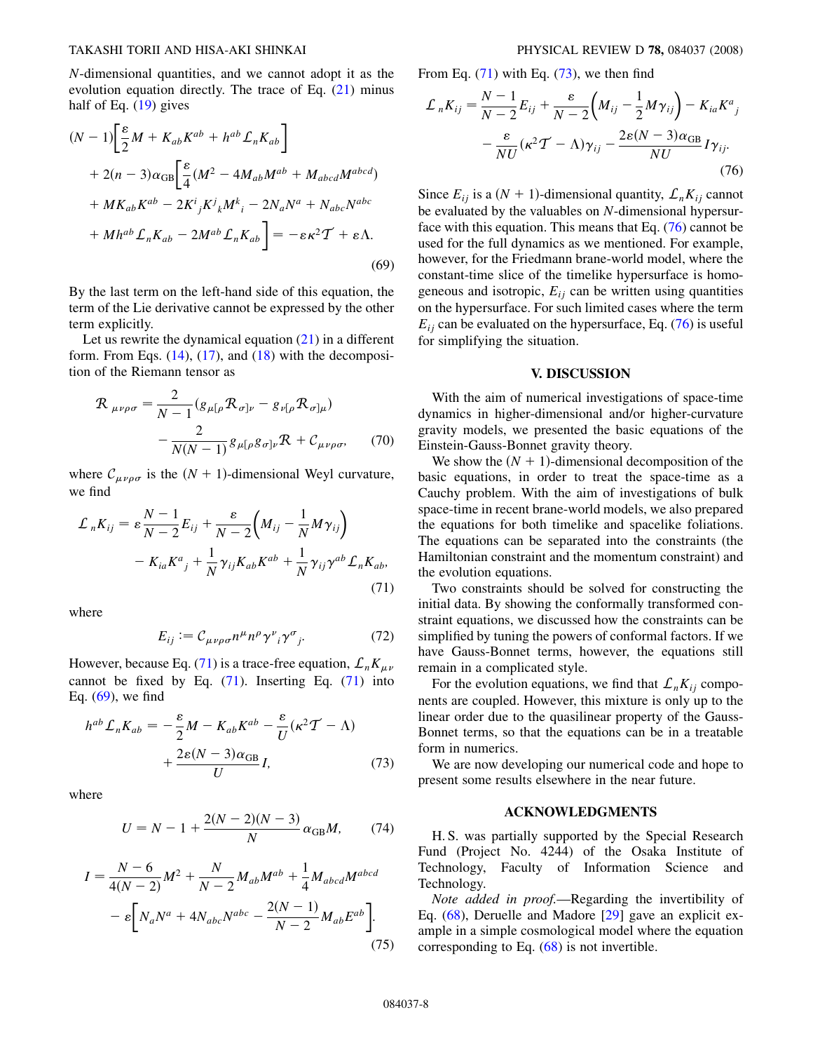$N$-dimensional quantities, and we cannot adopt it as the evolution equation directly. The trace of Eq. (21) minus half of Eq. (19) gives

$$
\begin{aligned}
&(N-1)\left[\frac{\varepsilon}{2}M + K_{ab}K^{ab} + h^{ab}\mathcal{L}_n K_{ab}\right] \\
&\quad + 2(n-3)\alpha_{\rm GB}\bigg[\frac{\varepsilon}{4}(M^2 - 4M_{ab}M^{ab} + M_{abcd}M^{abcd}) \\
&\quad + MK_{ab}K^{ab} - 2K^i{}_jK^j{}_kM^k{}_i - 2N_aN^a + N_{abc}N^{abc} \\
&\quad + Mh^{ab}\mathcal{L}_n K_{ab} - 2M^{ab}\mathcal{L}_n K_{ab}\bigg] = -\varepsilon\kappa^2\mathcal{T} + \varepsilon\Lambda.
\end{aligned} \tag{69}
$$

By the last term on the left-hand side of this equation, the term of the Lie derivative cannot be expressed by the other term explicitly.

Let us rewrite the dynamical equation (21) in a different form. From Eqs. (14), (17), and (18) with the decomposition of the Riemann tensor as

$$
\begin{aligned}
\mathcal{R}_{\mu\nu\rho\sigma} &= \frac{2}{N-1}(g_{\mu[\rho}\mathcal{R}_{\sigma]\nu} - g_{\nu[\rho}\mathcal{R}_{\sigma]\mu}) \\
&\quad - \frac{2}{N(N-1)}g_{\mu[\rho}g_{\sigma]\nu}\mathcal{R} + \mathcal{C}_{\mu\nu\rho\sigma},
\end{aligned} \tag{70}
$$

where $\mathcal{C}_{\mu\nu\rho\sigma}$ is the $(N+1)$-dimensional Weyl curvature, we find

$$
\begin{aligned}
\mathcal{L}_n K_{ij} &= \varepsilon\frac{N-1}{N-2}E_{ij} + \frac{\varepsilon}{N-2}\left(M_{ij} - \frac{1}{N}M\gamma_{ij}\right) \\
&\quad - K_{ia}K^a{}_j + \frac{1}{N}\gamma_{ij}K_{ab}K^{ab} + \frac{1}{N}\gamma_{ij}\gamma^{ab}\mathcal{L}_n K_{ab},
\end{aligned} \tag{71}
$$

where

$$
E_{ij} := \mathcal{C}_{\mu\nu\rho\sigma}n^\mu n^\rho\gamma^\nu{}_i\gamma^\sigma{}_j. \tag{72}
$$

However, because Eq. (71) is a trace-free equation, $\mathcal{L}_n K_{\mu\nu}$ cannot be fixed by Eq. (71). Inserting Eq. (71) into Eq. (69), we find

$$
\begin{aligned}
h^{ab}\mathcal{L}_n K_{ab} &= -\frac{\varepsilon}{2}M - K_{ab}K^{ab} - \frac{\varepsilon}{U}(\kappa^2\mathcal{T} - \Lambda) \\
&\quad + \frac{2\varepsilon(N-3)\alpha_{\rm GB}}{U}I,
\end{aligned} \tag{73}
$$

where

$$
U = N - 1 + \frac{2(N-2)(N-3)}{N}\alpha_{\rm GB}M, \tag{74}
$$

$$
\begin{aligned}
I &= \frac{N-6}{4(N-2)}M^2 + \frac{N}{N-2}M_{ab}M^{ab} + \frac{1}{4}M_{abcd}M^{abcd} \\
&\quad - \varepsilon\left[N_aN^a + 4N_{abc}N^{abc} - \frac{2(N-1)}{N-2}M_{ab}E^{ab}\right].
\end{aligned} \tag{75}
$$

From Eq. (71) with Eq. (73), we then find

$$
\begin{aligned}
\mathcal{L}_n K_{ij} &= \frac{N-1}{N-2}E_{ij} + \frac{\varepsilon}{N-2}\left(M_{ij} - \frac{1}{2}M\gamma_{ij}\right) - K_{ia}K^a{}_j \\
&\quad - \frac{\varepsilon}{NU}(\kappa^2\mathcal{T} - \Lambda)\gamma_{ij} - \frac{2\varepsilon(N-3)\alpha_{\rm GB}}{NU}I\gamma_{ij}.
\end{aligned} \tag{76}
$$

Since $E_{ij}$ is a $(N+1)$-dimensional quantity, $\mathcal{L}_n K_{ij}$ cannot be evaluated by the valuables on $N$-dimensional hypersurface with this equation. This means that Eq. (76) cannot be used for the full dynamics as we mentioned. For example, however, for the Friedmann brane-world model, where the constant-time slice of the timelike hypersurface is homogeneous and isotropic, $E_{ij}$ can be written using quantities on the hypersurface. For such limited cases where the term $E_{ij}$ can be evaluated on the hypersurface, Eq. (76) is useful for simplifying the situation.

## V. DISCUSSION

With the aim of numerical investigations of space-time dynamics in higher-dimensional and/or higher-curvature gravity models, we presented the basic equations of the Einstein-Gauss-Bonnet gravity theory.

We show the $(N+1)$-dimensional decomposition of the basic equations, in order to treat the space-time as a Cauchy problem. With the aim of investigations of bulk space-time in recent brane-world models, we also prepared the equations for both timelike and spacelike foliations. The equations can be separated into the constraints (the Hamiltonian constraint and the momentum constraint) and the evolution equations.

Two constraints should be solved for constructing the initial data. By showing the conformally transformed constraint equations, we discussed how the constraints can be simplified by tuning the powers of conformal factors. If we have Gauss-Bonnet terms, however, the equations still remain in a complicated style.

For the evolution equations, we find that $\mathcal{L}_n K_{ij}$ components are coupled. However, this mixture is only up to the linear order due to the quasilinear property of the Gauss-Bonnet terms, so that the equations can be in a treatable form in numerics.

We are now developing our numerical code and hope to present some results elsewhere in the near future.

## ACKNOWLEDGMENTS

H. S. was partially supported by the Special Research Fund (Project No. 4244) of the Osaka Institute of Technology, Faculty of Information Science and Technology.

*Note added in proof.*—Regarding the invertibility of Eq. (68), Deruelle and Madore [29] gave an explicit example in a simple cosmological model where the equation corresponding to Eq. (68) is not invertible.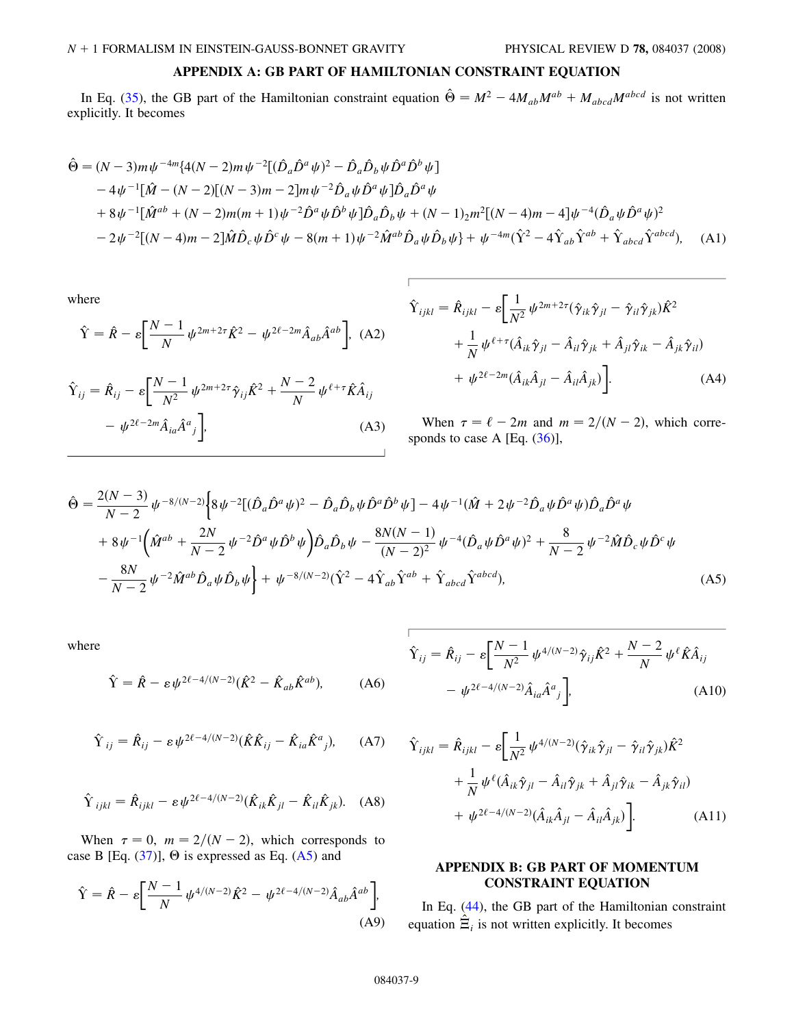## APPENDIX A: GB PART OF HAMILTONIAN CONSTRAINT EQUATION

In Eq. (35), the GB part of the Hamiltonian constraint equation $\hat{\Theta} = M^2 - 4M_{ab}M^{ab} + M_{abcd}M^{abcd}$ is not written explicitly. It becomes

$$
\begin{aligned}
\hat{\Theta} = {} & (N-3)m\psi^{-4m}\{4(N-2)m\psi^{-2}[(\hat{D}_a\hat{D}^a\psi)^2 - \hat{D}_a\hat{D}_b\psi\hat{D}^a\hat{D}^b\psi] \\
& - 4\psi^{-1}[\hat{M} - (N-2)[(N-3)m-2]m\psi^{-2}\hat{D}_a\psi\hat{D}^a\psi]\hat{D}_a\hat{D}^a\psi \\
& + 8\psi^{-1}[\hat{M}^{ab} + (N-2)m(m+1)\psi^{-2}\hat{D}^a\psi\hat{D}^b\psi]\hat{D}_a\hat{D}_b\psi + (N-1)_2 m^2[(N-4)m-4]\psi^{-4}(\hat{D}_a\psi\hat{D}^a\psi)^2 \\
& - 2\psi^{-2}[(N-4)m-2]\hat{M}\hat{D}_c\psi\hat{D}^c\psi - 8(m+1)\psi^{-2}\hat{M}^{ab}\hat{D}_a\psi\hat{D}_b\psi\} + \psi^{-4m}(\hat{\Upsilon}^2 - 4\hat{\Upsilon}_{ab}\hat{\Upsilon}^{ab} + \hat{\Upsilon}_{abcd}\hat{\Upsilon}^{abcd}),
\end{aligned} \tag{A1}
$$

where

$$
\hat{\Upsilon} = \hat{R} - \varepsilon\left[\frac{N-1}{N}\psi^{2m+2\tau}\hat{K}^2 - \psi^{2\ell-2m}\hat{A}_{ab}\hat{A}^{ab}\right], \tag{A2}
$$

$$
\hat{\Upsilon}_{ij} = \hat{R}_{ij} - \varepsilon\left[\frac{N-1}{N^2}\psi^{2m+2\tau}\hat{\gamma}_{ij}\hat{K}^2 + \frac{N-2}{N}\psi^{\ell+\tau}\hat{K}\hat{A}_{ij} - \psi^{2\ell-2m}\hat{A}_{ia}\hat{A}^a{}_j\right], \tag{A3}
$$

$$
\begin{aligned}
\hat{\Upsilon}_{ijkl} = \hat{R}_{ijkl} - \varepsilon\Big[ & \frac{1}{N^2}\psi^{2m+2\tau}(\hat{\gamma}_{ik}\hat{\gamma}_{jl} - \hat{\gamma}_{il}\hat{\gamma}_{jk})\hat{K}^2 \\
& + \frac{1}{N}\psi^{\ell+\tau}(\hat{A}_{ik}\hat{\gamma}_{jl} - \hat{A}_{il}\hat{\gamma}_{jk} + \hat{A}_{jl}\hat{\gamma}_{ik} - \hat{A}_{jk}\hat{\gamma}_{il}) \\
& + \psi^{2\ell-2m}(\hat{A}_{ik}\hat{A}_{jl} - \hat{A}_{il}\hat{A}_{jk})\Big].
\end{aligned} \tag{A4}
$$

When $\tau = \ell - 2m$ and $m = 2/(N-2)$, which corresponds to case A [Eq. (36)],

$$
\begin{aligned}
\hat{\Theta} = {} & \frac{2(N-3)}{N-2}\psi^{-8/(N-2)}\bigg\{8\psi^{-2}[(\hat{D}_a\hat{D}^a\psi)^2 - \hat{D}_a\hat{D}_b\psi\hat{D}^a\hat{D}^b\psi] - 4\psi^{-1}(\hat{M} + 2\psi^{-2}\hat{D}_a\psi\hat{D}^a\psi)\hat{D}_a\hat{D}^a\psi \\
& + 8\psi^{-1}\left(\hat{M}^{ab} + \frac{2N}{N-2}\psi^{-2}\hat{D}^a\psi\hat{D}^b\psi\right)\hat{D}_a\hat{D}_b\psi - \frac{8N(N-1)}{(N-2)^2}\psi^{-4}(\hat{D}_a\psi\hat{D}^a\psi)^2 + \frac{8}{N-2}\psi^{-2}\hat{M}\hat{D}_c\psi\hat{D}^c\psi \\
& - \frac{8N}{N-2}\psi^{-2}\hat{M}^{ab}\hat{D}_a\psi\hat{D}_b\psi\bigg\} + \psi^{-8/(N-2)}(\hat{\Upsilon}^2 - 4\hat{\Upsilon}_{ab}\hat{\Upsilon}^{ab} + \hat{\Upsilon}_{abcd}\hat{\Upsilon}^{abcd}),
\end{aligned} \tag{A5}
$$

where

$$
\hat{\Upsilon} = \hat{R} - \varepsilon\psi^{2\ell-4/(N-2)}(\hat{K}^2 - \hat{K}_{ab}\hat{K}^{ab}), \tag{A6}
$$

$$
\hat{\Upsilon}_{ij} = \hat{R}_{ij} - \varepsilon\psi^{2\ell-4/(N-2)}(\hat{K}\hat{K}_{ij} - \hat{K}_{ia}\hat{K}^a{}_j), \tag{A7}
$$

$$
\hat{\Upsilon}_{ijkl} = \hat{R}_{ijkl} - \varepsilon\psi^{2\ell-4/(N-2)}(\hat{K}_{ik}\hat{K}_{jl} - \hat{K}_{il}\hat{K}_{jk}). \tag{A8}
$$

When $\tau = 0$, $m = 2/(N-2)$, which corresponds to case B [Eq. (37)], $\Theta$ is expressed as Eq. (A5) and

$$
\hat{\Upsilon} = \hat{R} - \varepsilon\left[\frac{N-1}{N}\psi^{4/(N-2)}\hat{K}^2 - \psi^{2\ell-4/(N-2)}\hat{A}_{ab}\hat{A}^{ab}\right], \tag{A9}
$$

$$
\hat{\Upsilon}_{ij} = \hat{R}_{ij} - \varepsilon\left[\frac{N-1}{N^2}\psi^{4/(N-2)}\hat{\gamma}_{ij}\hat{K}^2 + \frac{N-2}{N}\psi^{\ell}\hat{K}\hat{A}_{ij} - \psi^{2\ell-4/(N-2)}\hat{A}_{ia}\hat{A}^a{}_j\right], \tag{A10}
$$

$$
\begin{aligned}
\hat{\Upsilon}_{ijkl} = \hat{R}_{ijkl} - \varepsilon\Big[ & \frac{1}{N^2}\psi^{4/(N-2)}(\hat{\gamma}_{ik}\hat{\gamma}_{jl} - \hat{\gamma}_{il}\hat{\gamma}_{jk})\hat{K}^2 \\
& + \frac{1}{N}\psi^{\ell}(\hat{A}_{ik}\hat{\gamma}_{jl} - \hat{A}_{il}\hat{\gamma}_{jk} + \hat{A}_{jl}\hat{\gamma}_{ik} - \hat{A}_{jk}\hat{\gamma}_{il}) \\
& + \psi^{2\ell-4/(N-2)}(\hat{A}_{ik}\hat{A}_{jl} - \hat{A}_{il}\hat{A}_{jk})\Big].
\end{aligned} \tag{A11}
$$

## APPENDIX B: GB PART OF MOMENTUM CONSTRAINT EQUATION

In Eq. (44), the GB part of the Hamiltonian constraint equation $\hat{\Xi}_i$ is not written explicitly. It becomes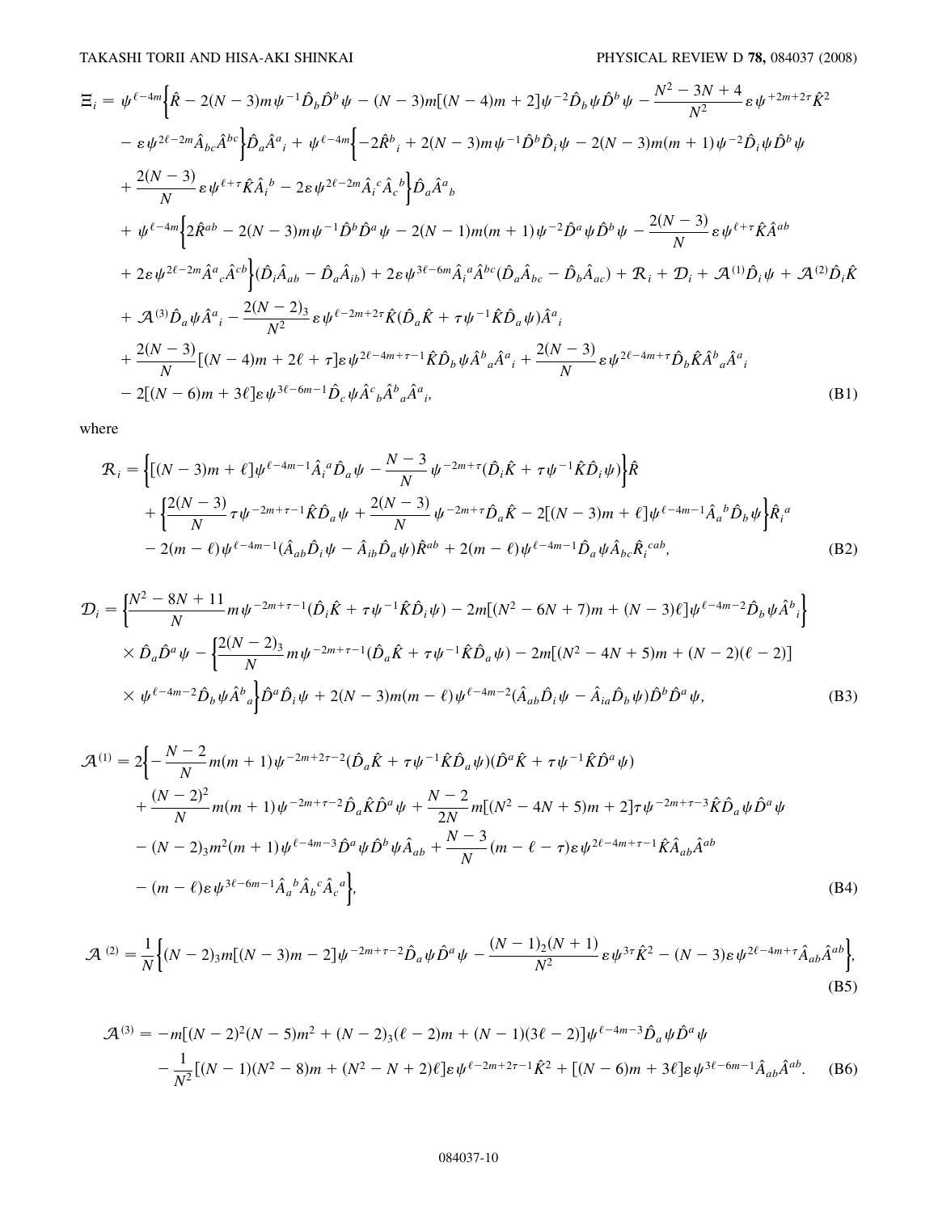$$
\begin{aligned}
\Xi_i = {} & \psi^{\ell-4m}\bigg\{\hat{R} - 2(N-3)m\psi^{-1}\hat{D}_b\hat{D}^b\psi - (N-3)m[(N-4)m+2]\psi^{-2}\hat{D}_b\psi\hat{D}^b\psi - \frac{N^2-3N+4}{N^2}\varepsilon\psi^{+2m+2\tau}\hat{K}^2 \\
& - \varepsilon\psi^{2\ell-2m}\hat{A}_{bc}\hat{A}^{bc}\bigg\}\hat{D}_a\hat{A}^a{}_i + \psi^{\ell-4m}\bigg\{-2\hat{R}^b{}_i + 2(N-3)m\psi^{-1}\hat{D}^b\hat{D}_i\psi - 2(N-3)m(m+1)\psi^{-2}\hat{D}_i\psi\hat{D}^b\psi \\
& + \frac{2(N-3)}{N}\varepsilon\psi^{\ell+\tau}\hat{K}\hat{A}_i{}^b - 2\varepsilon\psi^{2\ell-2m}\hat{A}_i{}^c\hat{A}_c{}^b\bigg\}\hat{D}_a\hat{A}^a{}_b \\
& + \psi^{\ell-4m}\bigg\{2\hat{R}^{ab} - 2(N-3)m\psi^{-1}\hat{D}^b\hat{D}^a\psi - 2(N-1)m(m+1)\psi^{-2}\hat{D}^a\psi\hat{D}^b\psi - \frac{2(N-3)}{N}\varepsilon\psi^{\ell+\tau}\hat{K}\hat{A}^{ab} \\
& + 2\varepsilon\psi^{2\ell-2m}\hat{A}^a{}_c\hat{A}^{cb}\bigg\}(\hat{D}_i\hat{A}_{ab} - \hat{D}_a\hat{A}_{ib}) + 2\varepsilon\psi^{3\ell-6m}\hat{A}_i{}^a\hat{A}^{bc}(\hat{D}_a\hat{A}_{bc} - \hat{D}_b\hat{A}_{ac}) + \mathcal{R}_i + \mathcal{D}_i + \mathcal{A}^{(1)}\hat{D}_i\psi + \mathcal{A}^{(2)}\hat{D}_i\hat{K} \\
& + \mathcal{A}^{(3)}\hat{D}_a\psi\hat{A}^a{}_i - \frac{2(N-2)_3}{N^2}\varepsilon\psi^{\ell-2m+2\tau}\hat{K}(\hat{D}_a\hat{K} + \tau\psi^{-1}\hat{K}\hat{D}_a\psi)\hat{A}^a{}_i \\
& + \frac{2(N-3)}{N}[(N-4)m+2\ell+\tau]\varepsilon\psi^{2\ell-4m+\tau-1}\hat{K}\hat{D}_b\psi\hat{A}^b{}_a\hat{A}^a{}_i + \frac{2(N-3)}{N}\varepsilon\psi^{2\ell-4m+\tau}\hat{D}_b\hat{K}\hat{A}^b{}_a\hat{A}^a{}_i \\
& - 2[(N-6)m+3\ell]\varepsilon\psi^{3\ell-6m-1}\hat{D}_c\psi\hat{A}^c{}_b\hat{A}^b{}_a\hat{A}^a{}_i,
\end{aligned}
\tag{B1}
$$

where

$$
\begin{aligned}
\mathcal{R}_i = {} & \bigg\{[(N-3)m+\ell]\psi^{\ell-4m-1}\hat{A}_i{}^a\hat{D}_a\psi - \frac{N-3}{N}\psi^{-2m+\tau}(\hat{D}_i\hat{K} + \tau\psi^{-1}\hat{K}\hat{D}_i\psi)\bigg\}\hat{R} \\
& + \bigg\{\frac{2(N-3)}{N}\tau\psi^{-2m+\tau-1}\hat{K}\hat{D}_a\psi + \frac{2(N-3)}{N}\psi^{-2m+\tau}\hat{D}_a\hat{K} - 2[(N-3)m+\ell]\psi^{\ell-4m-1}\hat{A}_a{}^b\hat{D}_b\psi\bigg\}\hat{R}_i{}^a \\
& - 2(m-\ell)\psi^{\ell-4m-1}(\hat{A}_{ab}\hat{D}_i\psi - \hat{A}_{ib}\hat{D}_a\psi)\hat{R}^{ab} + 2(m-\ell)\psi^{\ell-4m-1}\hat{D}_a\psi\hat{A}_{bc}\hat{R}_i{}^{cab},
\end{aligned}
\tag{B2}
$$

$$
\begin{aligned}
\mathcal{D}_i = {} & \bigg\{\frac{N^2-8N+11}{N}m\psi^{-2m+\tau-1}(\hat{D}_i\hat{K} + \tau\psi^{-1}\hat{K}\hat{D}_i\psi) - 2m[(N^2-6N+7)m + (N-3)\ell]\psi^{\ell-4m-2}\hat{D}_b\psi\hat{A}^b{}_i\bigg\} \\
& \times \hat{D}_a\hat{D}^a\psi - \bigg\{\frac{2(N-2)_3}{N}m\psi^{-2m+\tau-1}(\hat{D}_a\hat{K} + \tau\psi^{-1}\hat{K}\hat{D}_a\psi) - 2m[(N^2-4N+5)m + (N-2)(\ell-2)] \\
& \times \psi^{\ell-4m-2}\hat{D}_b\psi\hat{A}^b{}_a\bigg\}\hat{D}^a\hat{D}_i\psi + 2(N-3)m(m-\ell)\psi^{\ell-4m-2}(\hat{A}_{ab}\hat{D}_i\psi - \hat{A}_{ia}\hat{D}_b\psi)\hat{D}^b\hat{D}^a\psi,
\end{aligned}
\tag{B3}
$$

$$
\begin{aligned}
\mathcal{A}^{(1)} = 2\bigg\{ & -\frac{N-2}{N}m(m+1)\psi^{-2m+2\tau-2}(\hat{D}_a\hat{K} + \tau\psi^{-1}\hat{K}\hat{D}_a\psi)(\hat{D}^a\hat{K} + \tau\psi^{-1}\hat{K}\hat{D}^a\psi) \\
& + \frac{(N-2)^2}{N}m(m+1)\psi^{-2m+\tau-2}\hat{D}_a\hat{K}\hat{D}^a\psi + \frac{N-2}{2N}m[(N^2-4N+5)m+2]\tau\psi^{-2m+\tau-3}\hat{K}\hat{D}_a\psi\hat{D}^a\psi \\
& - (N-2)_3m^2(m+1)\psi^{\ell-4m-3}\hat{D}^a\psi\hat{D}^b\psi\hat{A}_{ab} + \frac{N-3}{N}(m-\ell-\tau)\varepsilon\psi^{2\ell-4m+\tau-1}\hat{K}\hat{A}_{ab}\hat{A}^{ab} \\
& - (m-\ell)\varepsilon\psi^{3\ell-6m-1}\hat{A}_a{}^b\hat{A}_b{}^c\hat{A}_c{}^a\bigg\},
\end{aligned}
\tag{B4}
$$

$$
\mathcal{A}^{(2)} = \frac{1}{N}\bigg\{(N-2)_3m[(N-3)m-2]\psi^{-2m+\tau-2}\hat{D}_a\psi\hat{D}^a\psi - \frac{(N-1)_2(N+1)}{N^2}\varepsilon\psi^{3\tau}\hat{K}^2 - (N-3)\varepsilon\psi^{2\ell-4m+\tau}\hat{A}_{ab}\hat{A}^{ab}\bigg\},
\tag{B5}
$$

$$
\begin{aligned}
\mathcal{A}^{(3)} = {} & -m[(N-2)^2(N-5)m^2 + (N-2)_3(\ell-2)m + (N-1)(3\ell-2)]\psi^{\ell-4m-3}\hat{D}_a\psi\hat{D}^a\psi \\
& - \frac{1}{N^2}[(N-1)(N^2-8)m + (N^2-N+2)\ell]\varepsilon\psi^{\ell-2m+2\tau-1}\hat{K}^2 + [(N-6)m+3\ell]\varepsilon\psi^{3\ell-6m-1}\hat{A}_{ab}\hat{A}^{ab}.
\end{aligned}
\tag{B6}
$$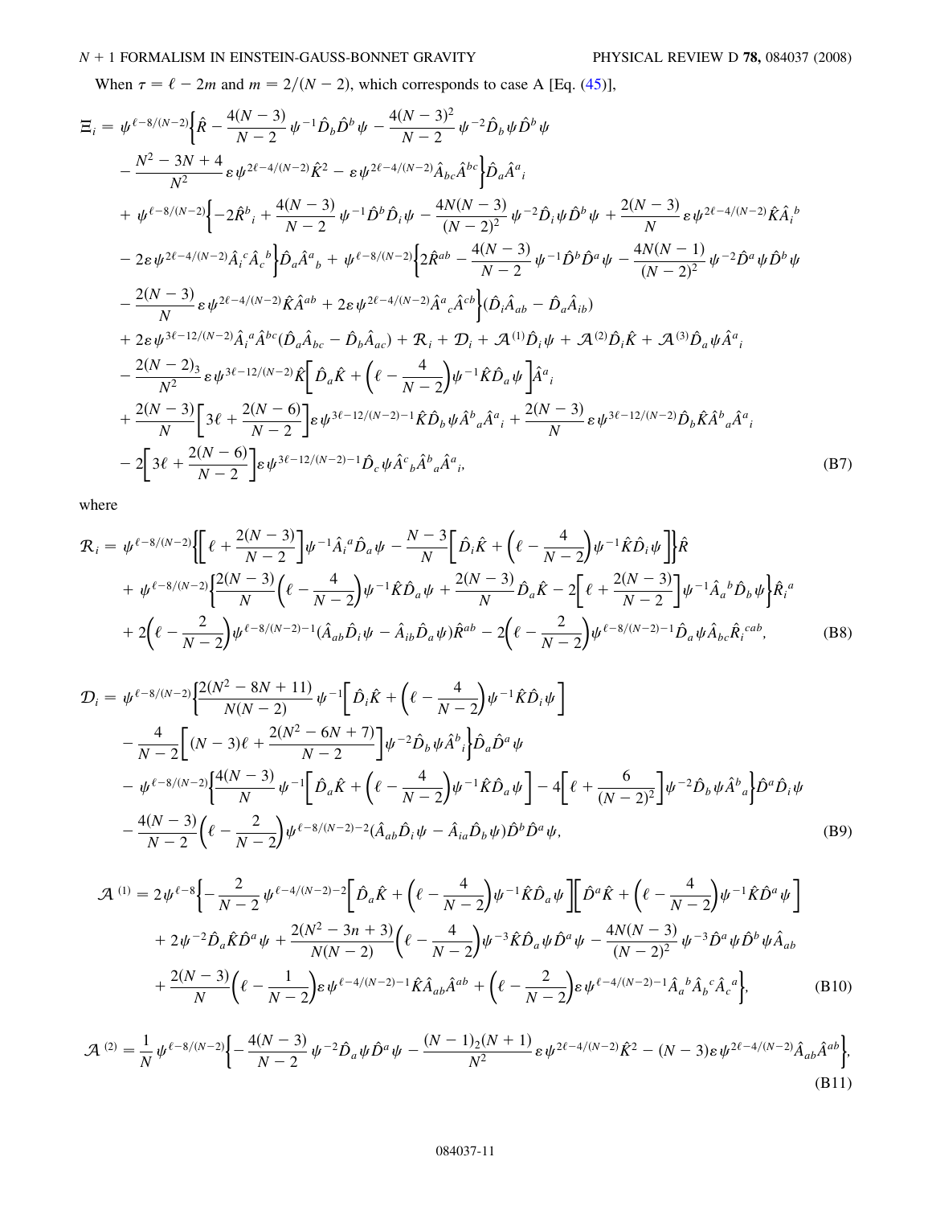When $\tau = \ell - 2m$ and $m = 2/(N-2)$, which corresponds to case A [Eq. (45)],

$$
\begin{aligned}
\Xi_i = {} & \psi^{\ell-8/(N-2)}\bigg\{\hat{R} - \frac{4(N-3)}{N-2}\psi^{-1}\hat{D}_b\hat{D}^b\psi - \frac{4(N-3)^2}{N-2}\psi^{-2}\hat{D}_b\psi\hat{D}^b\psi \\
& - \frac{N^2-3N+4}{N^2}\varepsilon\psi^{2\ell-4/(N-2)}\hat{K}^2 - \varepsilon\psi^{2\ell-4/(N-2)}\hat{A}_{bc}\hat{A}^{bc}\bigg\}\hat{D}_a\hat{A}^a{}_i \\
& + \psi^{\ell-8/(N-2)}\bigg\{-2\hat{R}^b{}_i + \frac{4(N-3)}{N-2}\psi^{-1}\hat{D}^b\hat{D}_i\psi - \frac{4N(N-3)}{(N-2)^2}\psi^{-2}\hat{D}_i\psi\hat{D}^b\psi + \frac{2(N-3)}{N}\varepsilon\psi^{2\ell-4/(N-2)}\hat{K}\hat{A}_i{}^b \\
& - 2\varepsilon\psi^{2\ell-4/(N-2)}\hat{A}_i{}^c\hat{A}_c{}^b\bigg\}\hat{D}_a\hat{A}^a{}_b + \psi^{\ell-8/(N-2)}\bigg\{2\hat{R}^{ab} - \frac{4(N-3)}{N-2}\psi^{-1}\hat{D}^b\hat{D}^a\psi - \frac{4N(N-1)}{(N-2)^2}\psi^{-2}\hat{D}^a\psi\hat{D}^b\psi \\
& - \frac{2(N-3)}{N}\varepsilon\psi^{2\ell-4/(N-2)}\hat{K}\hat{A}^{ab} + 2\varepsilon\psi^{2\ell-4/(N-2)}\hat{A}^a{}_c\hat{A}^{cb}\bigg\}(\hat{D}_i\hat{A}_{ab} - \hat{D}_a\hat{A}_{ib}) \\
& + 2\varepsilon\psi^{3\ell-12/(N-2)}\hat{A}_i{}^a\hat{A}^{bc}(\hat{D}_a\hat{A}_{bc} - \hat{D}_b\hat{A}_{ac}) + \mathcal{R}_i + \mathcal{D}_i + \mathcal{A}^{(1)}\hat{D}_i\psi + \mathcal{A}^{(2)}\hat{D}_i\hat{K} + \mathcal{A}^{(3)}\hat{D}_a\psi\hat{A}^a{}_i \\
& - \frac{2(N-2)_3}{N^2}\varepsilon\psi^{3\ell-12/(N-2)}\hat{K}\bigg[\hat{D}_a\hat{K} + \bigg(\ell - \frac{4}{N-2}\bigg)\psi^{-1}\hat{K}\hat{D}_a\psi\bigg]\hat{A}^a{}_i \\
& + \frac{2(N-3)}{N}\bigg[3\ell + \frac{2(N-6)}{N-2}\bigg]\varepsilon\psi^{3\ell-12/(N-2)-1}\hat{K}\hat{D}_b\psi\hat{A}^b{}_a\hat{A}^a{}_i + \frac{2(N-3)}{N}\varepsilon\psi^{3\ell-12/(N-2)}\hat{D}_b\hat{K}\hat{A}^b{}_a\hat{A}^a{}_i \\
& - 2\bigg[3\ell + \frac{2(N-6)}{N-2}\bigg]\varepsilon\psi^{3\ell-12/(N-2)-1}\hat{D}_c\psi\hat{A}^c{}_b\hat{A}^b{}_a\hat{A}^a{}_i,
\end{aligned}
\tag{B7}
$$

where

$$
\begin{aligned}
\mathcal{R}_i = {} & \psi^{\ell-8/(N-2)}\bigg\{\bigg[\ell + \frac{2(N-3)}{N-2}\bigg]\psi^{-1}\hat{A}_i{}^a\hat{D}_a\psi - \frac{N-3}{N}\bigg[\hat{D}_i\hat{K} + \bigg(\ell - \frac{4}{N-2}\bigg)\psi^{-1}\hat{K}\hat{D}_i\psi\bigg]\bigg\}\hat{R} \\
& + \psi^{\ell-8/(N-2)}\bigg\{\frac{2(N-3)}{N}\bigg(\ell - \frac{4}{N-2}\bigg)\psi^{-1}\hat{K}\hat{D}_a\psi + \frac{2(N-3)}{N}\hat{D}_a\hat{K} - 2\bigg[\ell + \frac{2(N-3)}{N-2}\bigg]\psi^{-1}\hat{A}_a{}^b\hat{D}_b\psi\bigg\}\hat{R}_i{}^a \\
& + 2\bigg(\ell - \frac{2}{N-2}\bigg)\psi^{\ell-8/(N-2)-1}(\hat{A}_{ab}\hat{D}_i\psi - \hat{A}_{ib}\hat{D}_a\psi)\hat{R}^{ab} - 2\bigg(\ell - \frac{2}{N-2}\bigg)\psi^{\ell-8/(N-2)-1}\hat{D}_a\psi\hat{A}_{bc}\hat{R}_i{}^{cab},
\end{aligned}
\tag{B8}
$$

$$
\begin{aligned}
\mathcal{D}_i = {} & \psi^{\ell-8/(N-2)}\bigg\{\frac{2(N^2-8N+11)}{N(N-2)}\psi^{-1}\bigg[\hat{D}_i\hat{K} + \bigg(\ell - \frac{4}{N-2}\bigg)\psi^{-1}\hat{K}\hat{D}_i\psi\bigg] \\
& - \frac{4}{N-2}\bigg[(N-3)\ell + \frac{2(N^2-6N+7)}{N-2}\bigg]\psi^{-2}\hat{D}_b\psi\hat{A}^b{}_i\bigg\}\hat{D}_a\hat{D}^a\psi \\
& - \psi^{\ell-8/(N-2)}\bigg\{\frac{4(N-3)}{N}\psi^{-1}\bigg[\hat{D}_a\hat{K} + \bigg(\ell - \frac{4}{N-2}\bigg)\psi^{-1}\hat{K}\hat{D}_a\psi\bigg] - 4\bigg[\ell + \frac{6}{(N-2)^2}\bigg]\psi^{-2}\hat{D}_b\psi\hat{A}^b{}_a\bigg\}\hat{D}^a\hat{D}_i\psi \\
& - \frac{4(N-3)}{N-2}\bigg(\ell - \frac{2}{N-2}\bigg)\psi^{\ell-8/(N-2)-2}(\hat{A}_{ab}\hat{D}_i\psi - \hat{A}_{ia}\hat{D}_b\psi)\hat{D}^b\hat{D}^a\psi,
\end{aligned}
\tag{B9}
$$

$$
\begin{aligned}
\mathcal{A}^{(1)} = {} & 2\psi^{\ell-8}\bigg\{-\frac{2}{N-2}\psi^{\ell-4/(N-2)-2}\bigg[\hat{D}_a\hat{K} + \bigg(\ell - \frac{4}{N-2}\bigg)\psi^{-1}\hat{K}\hat{D}_a\psi\bigg]\bigg[\hat{D}^a\hat{K} + \bigg(\ell - \frac{4}{N-2}\bigg)\psi^{-1}\hat{K}\hat{D}^a\psi\bigg] \\
& + 2\psi^{-2}\hat{D}_a\hat{K}\hat{D}^a\psi + \frac{2(N^2-3n+3)}{N(N-2)}\bigg(\ell - \frac{4}{N-2}\bigg)\psi^{-3}\hat{K}\hat{D}_a\psi\hat{D}^a\psi - \frac{4N(N-3)}{(N-2)^2}\psi^{-3}\hat{D}^a\psi\hat{D}^b\psi\hat{A}_{ab} \\
& + \frac{2(N-3)}{N}\bigg(\ell - \frac{1}{N-2}\bigg)\varepsilon\psi^{\ell-4/(N-2)-1}\hat{K}\hat{A}_{ab}\hat{A}^{ab} + \bigg(\ell - \frac{2}{N-2}\bigg)\varepsilon\psi^{\ell-4/(N-2)-1}\hat{A}_a{}^b\hat{A}_b{}^c\hat{A}_c{}^a\bigg\},
\end{aligned}
\tag{B10}
$$

$$
\mathcal{A}^{(2)} = \frac{1}{N}\psi^{\ell-8/(N-2)}\bigg\{-\frac{4(N-3)}{N-2}\psi^{-2}\hat{D}_a\psi\hat{D}^a\psi - \frac{(N-1)_2(N+1)}{N^2}\varepsilon\psi^{2\ell-4/(N-2)}\hat{K}^2 - (N-3)\varepsilon\psi^{2\ell-4/(N-2)}\hat{A}_{ab}\hat{A}^{ab}\bigg\},
\tag{B11}
$$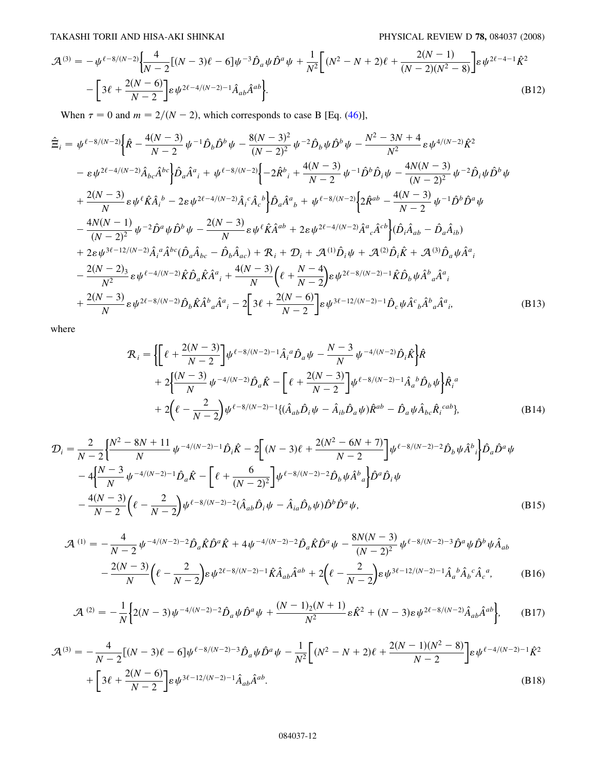$$
\mathcal{A}^{(3)} = -\psi^{\ell-8/(N-2)}\bigg\{\frac{4}{N-2}[(N-3)\ell-6]\psi^{-3}\hat{D}_a\psi\hat{D}^a\psi + \frac{1}{N^2}\bigg[(N^2-N+2)\ell + \frac{2(N-1)}{(N-2)(N^2-8)}\bigg]\varepsilon\psi^{2\ell-4-1}\hat{K}^2
$$
$$
- \bigg[3\ell + \frac{2(N-6)}{N-2}\bigg]\varepsilon\psi^{2\ell-4/(N-2)-1}\hat{A}_{ab}\hat{A}^{ab}\bigg\}. \tag{B12}
$$

When $\tau = 0$ and $m = 2/(N-2)$, which corresponds to case B [Eq. (46)],

$$
\begin{aligned}
\hat{\Xi}_i = {}& \psi^{\ell-8/(N-2)}\bigg\{\hat{R} - \frac{4(N-3)}{N-2}\psi^{-1}\hat{D}_b\hat{D}^b\psi - \frac{8(N-3)^2}{(N-2)^2}\psi^{-2}\hat{D}_b\psi\hat{D}^b\psi - \frac{N^2-3N+4}{N^2}\varepsilon\psi^{4/(N-2)}\hat{K}^2 \\
& - \varepsilon\psi^{2\ell-4/(N-2)}\hat{A}_{bc}\hat{A}^{bc}\bigg\}\hat{D}_a\hat{A}^a{}_i + \psi^{\ell-8/(N-2)}\bigg\{-2\hat{R}^b{}_i + \frac{4(N-3)}{N-2}\psi^{-1}\hat{D}^b\hat{D}_i\psi - \frac{4N(N-3)}{(N-2)^2}\psi^{-2}\hat{D}_i\psi\hat{D}^b\psi \\
& + \frac{2(N-3)}{N}\varepsilon\psi^{\ell}\hat{K}\hat{A}_i{}^b - 2\varepsilon\psi^{2\ell-4/(N-2)}\hat{A}_i{}^c\hat{A}_c{}^b\bigg\}\hat{D}_a\hat{A}^a{}_b + \psi^{\ell-8/(N-2)}\bigg\{2\hat{R}^{ab} - \frac{4(N-3)}{N-2}\psi^{-1}\hat{D}^b\hat{D}^a\psi \\
& - \frac{4N(N-1)}{(N-2)^2}\psi^{-2}\hat{D}^a\psi\hat{D}^b\psi - \frac{2(N-3)}{N}\varepsilon\psi^{\ell}\hat{K}\hat{A}^{ab} + 2\varepsilon\psi^{2\ell-4/(N-2)}\hat{A}^a{}_c\hat{A}^{cb}\bigg\}(\hat{D}_i\hat{A}_{ab} - \hat{D}_a\hat{A}_{ib}) \\
& + 2\varepsilon\psi^{3\ell-12/(N-2)}\hat{A}_i{}^a\hat{A}^{bc}(\hat{D}_a\hat{A}_{bc} - \hat{D}_b\hat{A}_{ac}) + \mathcal{R}_i + \mathcal{D}_i + \mathcal{A}^{(1)}\hat{D}_i\psi + \mathcal{A}^{(2)}\hat{D}_i\hat{K} + \mathcal{A}^{(3)}\hat{D}_a\psi\hat{A}^a{}_i \\
& - \frac{2(N-2)_3}{N^2}\varepsilon\psi^{\ell-4/(N-2)}\hat{K}\hat{D}_a\hat{K}\hat{A}^a{}_i + \frac{4(N-3)}{N}\bigg(\ell + \frac{N-4}{N-2}\bigg)\varepsilon\psi^{2\ell-8/(N-2)-1}\hat{K}\hat{D}_b\psi\hat{A}^b{}_a\hat{A}^a{}_i \\
& + \frac{2(N-3)}{N}\varepsilon\psi^{2\ell-8/(N-2)}\hat{D}_b\hat{K}\hat{A}^b{}_a\hat{A}^a{}_i - 2\bigg[3\ell + \frac{2(N-6)}{N-2}\bigg]\varepsilon\psi^{3\ell-12/(N-2)-1}\hat{D}_c\psi\hat{A}^c{}_b\hat{A}^b{}_a\hat{A}^a{}_i,
\end{aligned} \tag{B13}
$$

where

$$
\begin{aligned}
\mathcal{R}_i = {}& \bigg\{\bigg[\ell + \frac{2(N-3)}{N-2}\bigg]\psi^{\ell-8/(N-2)-1}\hat{A}_i{}^a\hat{D}_a\psi - \frac{N-3}{N}\psi^{-4/(N-2)}\hat{D}_i\hat{K}\bigg\}\hat{R} \\
& + 2\bigg\{\frac{(N-3)}{N}\psi^{-4/(N-2)}\hat{D}_a\hat{K} - \bigg[\ell + \frac{2(N-3)}{N-2}\bigg]\psi^{\ell-8/(N-2)-1}\hat{A}_a{}^b\hat{D}_b\psi\bigg\}\hat{R}_i{}^a \\
& + 2\bigg(\ell - \frac{2}{N-2}\bigg)\psi^{\ell-8/(N-2)-1}\{(\hat{A}_{ab}\hat{D}_i\psi - \hat{A}_{ib}\hat{D}_a\psi)\hat{R}^{ab} - \hat{D}_a\psi\hat{A}_{bc}\hat{R}_i{}^{cab}\},
\end{aligned} \tag{B14}
$$

$$
\begin{aligned}
\mathcal{D}_i = {}& \frac{2}{N-2}\bigg\{\frac{N^2-8N+11}{N}\psi^{-4/(N-2)-1}\hat{D}_i\hat{K} - 2\bigg[(N-3)\ell + \frac{2(N^2-6N+7)}{N-2}\bigg]\psi^{\ell-8/(N-2)-2}\hat{D}_b\psi\hat{A}^b{}_i\bigg\}\hat{D}_a\hat{D}^a\psi \\
& - 4\bigg\{\frac{N-3}{N}\psi^{-4/(N-2)-1}\hat{D}_a\hat{K} - \bigg[\ell + \frac{6}{(N-2)^2}\bigg]\psi^{\ell-8/(N-2)-2}\hat{D}_b\psi\hat{A}^b{}_a\bigg\}\hat{D}^a\hat{D}_i\psi \\
& - \frac{4(N-3)}{N-2}\bigg(\ell - \frac{2}{N-2}\bigg)\psi^{\ell-8/(N-2)-2}(\hat{A}_{ab}\hat{D}_i\psi - \hat{A}_{ia}\hat{D}_b\psi)\hat{D}^b\hat{D}^a\psi,
\end{aligned} \tag{B15}
$$

$$
\begin{aligned}
\mathcal{A}^{(1)} = {}& -\frac{4}{N-2}\psi^{-4/(N-2)-2}\hat{D}_a\hat{K}\hat{D}^a\hat{K} + 4\psi^{-4/(N-2)-2}\hat{D}_a\hat{K}\hat{D}^a\psi - \frac{8N(N-3)}{(N-2)^2}\psi^{\ell-8/(N-2)-3}\hat{D}^a\psi\hat{D}^b\psi\hat{A}_{ab} \\
& - \frac{2(N-3)}{N}\bigg(\ell - \frac{2}{N-2}\bigg)\varepsilon\psi^{2\ell-8/(N-2)-1}\hat{K}\hat{A}_{ab}\hat{A}^{ab} + 2\bigg(\ell - \frac{2}{N-2}\bigg)\varepsilon\psi^{3\ell-12/(N-2)-1}\hat{A}_a{}^b\hat{A}_b{}^c\hat{A}_c{}^a,
\end{aligned} \tag{B16}
$$

$$
\mathcal{A}^{(2)} = -\frac{1}{N}\bigg\{2(N-3)\psi^{-4/(N-2)-2}\hat{D}_a\psi\hat{D}^a\psi + \frac{(N-1)_2(N+1)}{N^2}\varepsilon\hat{K}^2 + (N-3)\varepsilon\psi^{2\ell-8/(N-2)}\hat{A}_{ab}\hat{A}^{ab}\bigg\}, \tag{B17}
$$

$$
\begin{aligned}
\mathcal{A}^{(3)} = {}& -\frac{4}{N-2}[(N-3)\ell-6]\psi^{\ell-8/(N-2)-3}\hat{D}_a\psi\hat{D}^a\psi - \frac{1}{N^2}\bigg[(N^2-N+2)\ell + \frac{2(N-1)(N^2-8)}{N-2}\bigg]\varepsilon\psi^{\ell-4/(N-2)-1}\hat{K}^2 \\
& + \bigg[3\ell + \frac{2(N-6)}{N-2}\bigg]\varepsilon\psi^{3\ell-12/(N-2)-1}\hat{A}_{ab}\hat{A}^{ab}.
\end{aligned} \tag{B18}
$$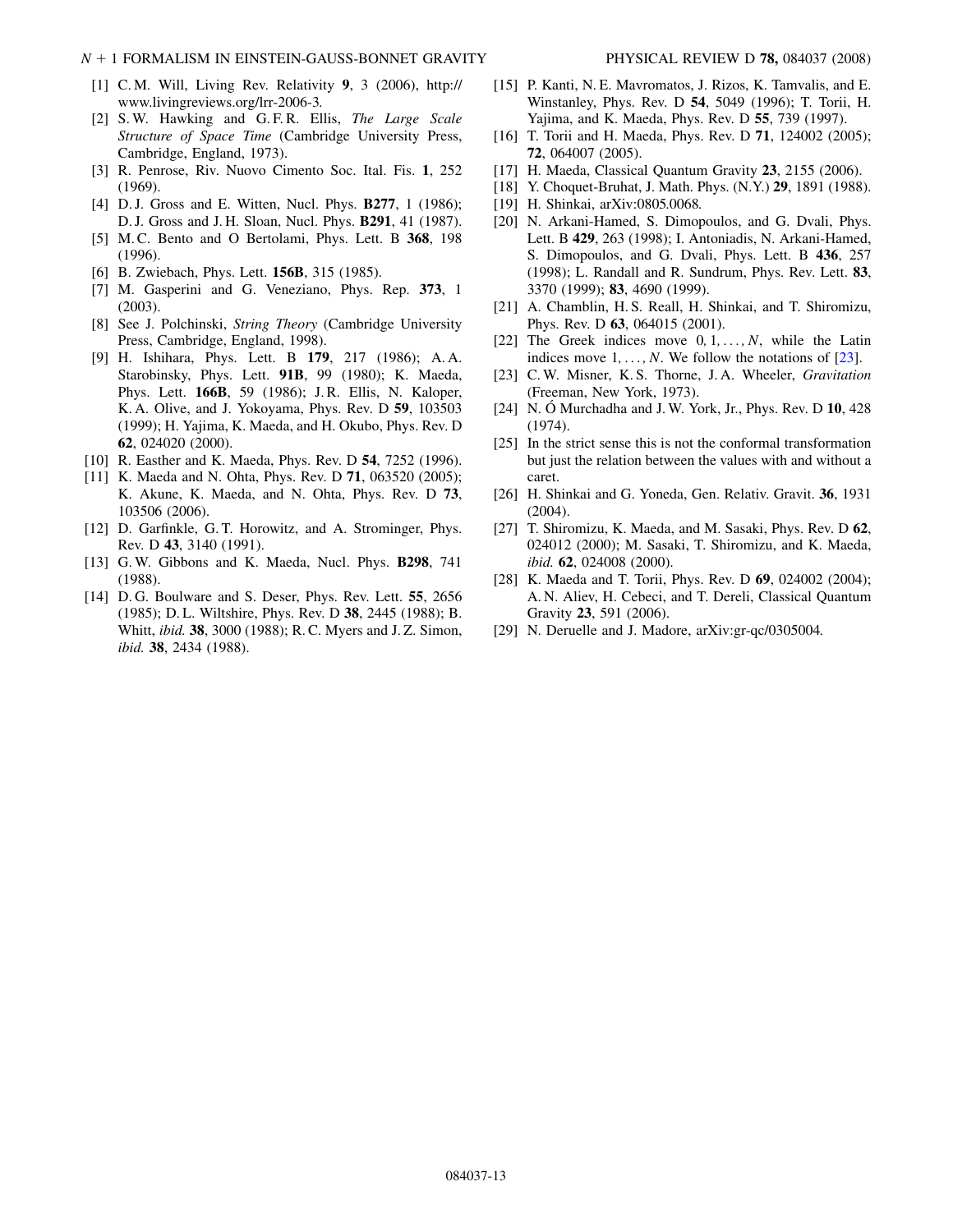[1] C. M. Will, Living Rev. Relativity **9**, 3 (2006), http://www.livingreviews.org/lrr-2006-3.

[2] S. W. Hawking and G. F. R. Ellis, *The Large Scale Structure of Space Time* (Cambridge University Press, Cambridge, England, 1973).

[3] R. Penrose, Riv. Nuovo Cimento Soc. Ital. Fis. **1**, 252 (1969).

[4] D. J. Gross and E. Witten, Nucl. Phys. **B277**, 1 (1986); D. J. Gross and J. H. Sloan, Nucl. Phys. **B291**, 41 (1987).

[5] M. C. Bento and O Bertolami, Phys. Lett. B **368**, 198 (1996).

[6] B. Zwiebach, Phys. Lett. **156B**, 315 (1985).

[7] M. Gasperini and G. Veneziano, Phys. Rep. **373**, 1 (2003).

[8] See J. Polchinski, *String Theory* (Cambridge University Press, Cambridge, England, 1998).

[9] H. Ishihara, Phys. Lett. B **179**, 217 (1986); A. A. Starobinsky, Phys. Lett. **91B**, 99 (1980); K. Maeda, Phys. Lett. **166B**, 59 (1986); J. R. Ellis, N. Kaloper, K. A. Olive, and J. Yokoyama, Phys. Rev. D **59**, 103503 (1999); H. Yajima, K. Maeda, and H. Okubo, Phys. Rev. D **62**, 024020 (2000).

[10] R. Easther and K. Maeda, Phys. Rev. D **54**, 7252 (1996).

[11] K. Maeda and N. Ohta, Phys. Rev. D **71**, 063520 (2005); K. Akune, K. Maeda, and N. Ohta, Phys. Rev. D **73**, 103506 (2006).

[12] D. Garfinkle, G. T. Horowitz, and A. Strominger, Phys. Rev. D **43**, 3140 (1991).

[13] G. W. Gibbons and K. Maeda, Nucl. Phys. **B298**, 741 (1988).

[14] D. G. Boulware and S. Deser, Phys. Rev. Lett. **55**, 2656 (1985); D. L. Wiltshire, Phys. Rev. D **38**, 2445 (1988); B. Whitt, *ibid.* **38**, 3000 (1988); R. C. Myers and J. Z. Simon, *ibid.* **38**, 2434 (1988).

[15] P. Kanti, N. E. Mavromatos, J. Rizos, K. Tamvalis, and E. Winstanley, Phys. Rev. D **54**, 5049 (1996); T. Torii, H. Yajima, and K. Maeda, Phys. Rev. D **55**, 739 (1997).

[16] T. Torii and H. Maeda, Phys. Rev. D **71**, 124002 (2005); **72**, 064007 (2005).

[17] H. Maeda, Classical Quantum Gravity **23**, 2155 (2006).

[18] Y. Choquet-Bruhat, J. Math. Phys. (N.Y.) **29**, 1891 (1988).

[19] H. Shinkai, arXiv:0805.0068.

[20] N. Arkani-Hamed, S. Dimopoulos, and G. Dvali, Phys. Lett. B **429**, 263 (1998); I. Antoniadis, N. Arkani-Hamed, S. Dimopoulos, and G. Dvali, Phys. Lett. B **436**, 257 (1998); L. Randall and R. Sundrum, Phys. Rev. Lett. **83**, 3370 (1999); **83**, 4690 (1999).

[21] A. Chamblin, H. S. Reall, H. Shinkai, and T. Shiromizu, Phys. Rev. D **63**, 064015 (2001).

[22] The Greek indices move $0, 1, \ldots, N$, while the Latin indices move $1, \ldots, N$. We follow the notations of [23].

[23] C. W. Misner, K. S. Thorne, J. A. Wheeler, *Gravitation* (Freeman, New York, 1973).

[24] N. Ó Murchadha and J. W. York, Jr., Phys. Rev. D **10**, 428 (1974).

[25] In the strict sense this is not the conformal transformation but just the relation between the values with and without a caret.

[26] H. Shinkai and G. Yoneda, Gen. Relativ. Gravit. **36**, 1931 (2004).

[27] T. Shiromizu, K. Maeda, and M. Sasaki, Phys. Rev. D **62**, 024012 (2000); M. Sasaki, T. Shiromizu, and K. Maeda, *ibid.* **62**, 024008 (2000).

[28] K. Maeda and T. Torii, Phys. Rev. D **69**, 024002 (2004); A. N. Aliev, H. Cebeci, and T. Dereli, Classical Quantum Gravity **23**, 591 (2006).

[29] N. Deruelle and J. Madore, arXiv:gr-qc/0305004.